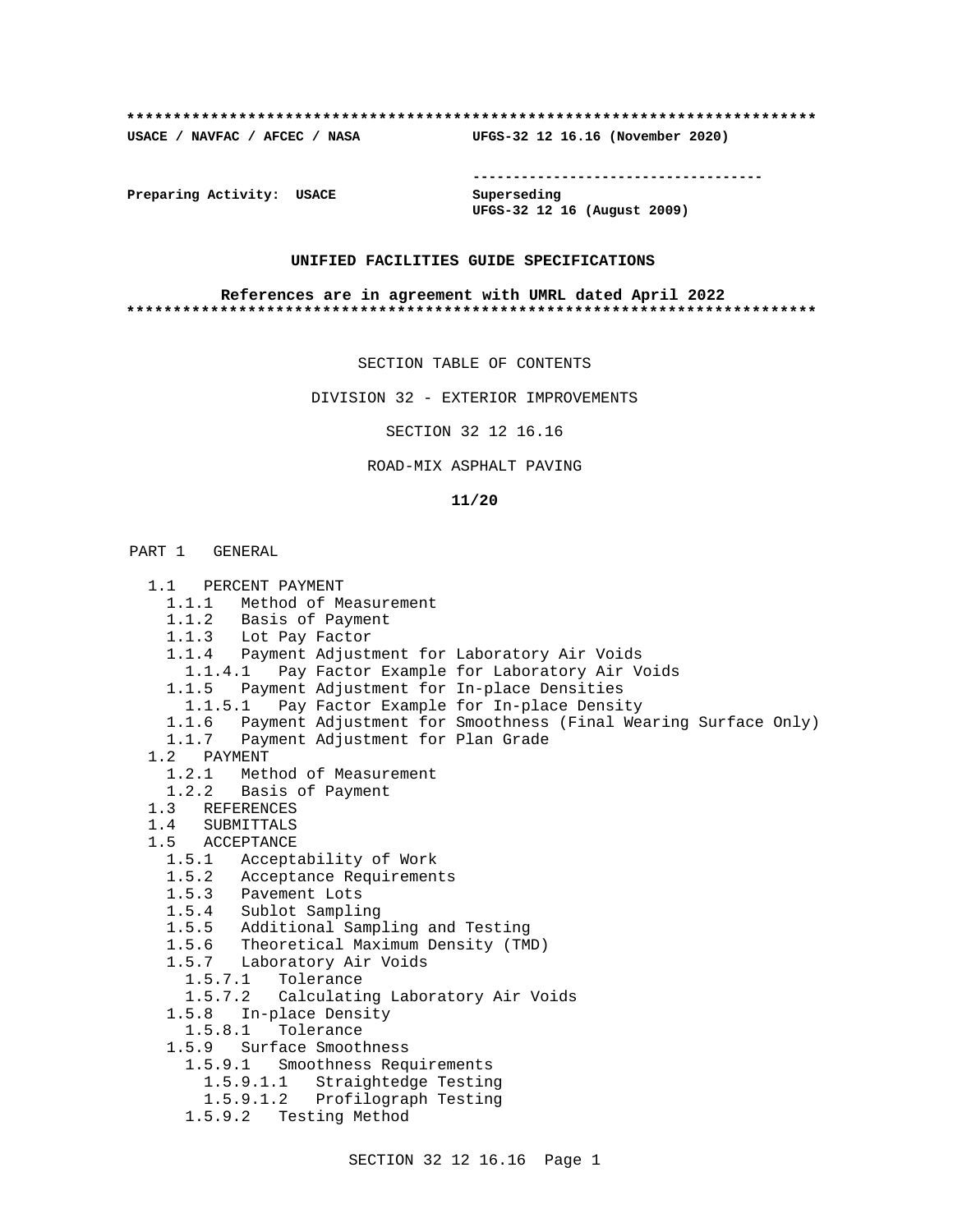```
**************************************************************************
USACE / NAVFAC / AFCEC / NASA            UFGS-32 12 16.16 (November 2020)

                                         -----------------------------------
Preparing Activity:  USACE               Superseding
                                         UFGS-32 12 16 (August 2009)

                    UNIFIED FACILITIES GUIDE SPECIFICATIONS

             References are in agreement with UMRL dated April 2022
**************************************************************************
```

SECTION TABLE OF CONTENTS

DIVISION 32 - EXTERIOR IMPROVEMENTS

SECTION 32 12 16.16

ROAD-MIX ASPHALT PAVING

**11/20**

PART 1 GENERAL

- 1.1 PERCENT PAYMENT
  - 1.1.1 Method of Measurement
  - 1.1.2 Basis of Payment
  - 1.1.3 Lot Pay Factor
  - 1.1.4 Payment Adjustment for Laboratory Air Voids
    - 1.1.4.1 Pay Factor Example for Laboratory Air Voids
  - 1.1.5 Payment Adjustment for In-place Densities
    - 1.1.5.1 Pay Factor Example for In-place Density
  - 1.1.6 Payment Adjustment for Smoothness (Final Wearing Surface Only)
  - 1.1.7 Payment Adjustment for Plan Grade
- 1.2 PAYMENT
  - 1.2.1 Method of Measurement
  - 1.2.2 Basis of Payment
- 1.3 REFERENCES
- 1.4 SUBMITTALS
- 1.5 ACCEPTANCE
  - 1.5.1 Acceptability of Work
  - 1.5.2 Acceptance Requirements
  - 1.5.3 Pavement Lots
  - 1.5.4 Sublot Sampling
  - 1.5.5 Additional Sampling and Testing
  - 1.5.6 Theoretical Maximum Density (TMD)
  - 1.5.7 Laboratory Air Voids
    - 1.5.7.1 Tolerance
    - 1.5.7.2 Calculating Laboratory Air Voids
  - 1.5.8 In-place Density
    - 1.5.8.1 Tolerance
  - 1.5.9 Surface Smoothness
    - 1.5.9.1 Smoothness Requirements
      - 1.5.9.1.1 Straightedge Testing
      - 1.5.9.1.2 Profilograph Testing
    - 1.5.9.2 Testing Method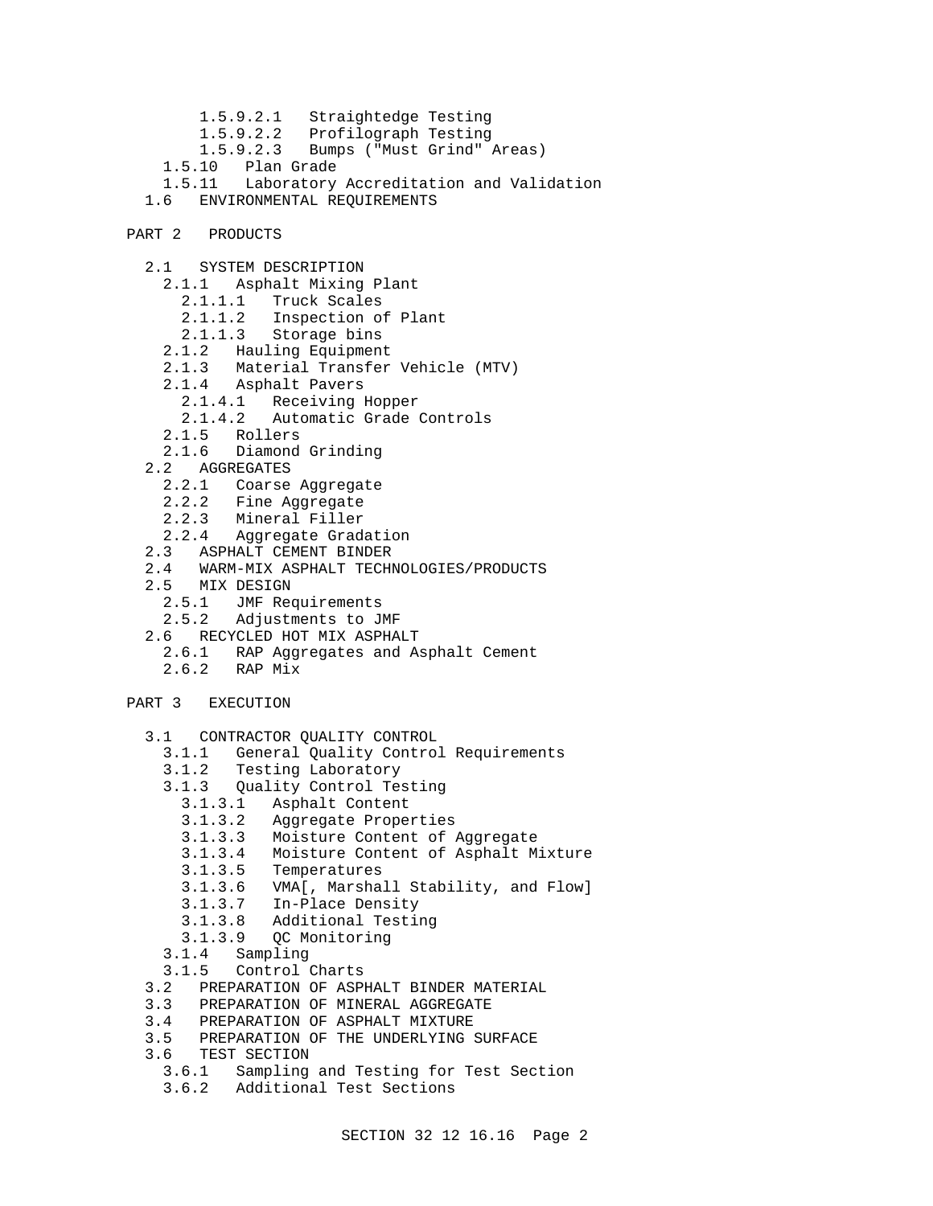1.5.9.2.1 Straightedge Testing
1.5.9.2.2 Profilograph Testing
1.5.9.2.3 Bumps ("Must Grind" Areas)
1.5.10 Plan Grade
1.5.11 Laboratory Accreditation and Validation
1.6 ENVIRONMENTAL REQUIREMENTS

PART 2 PRODUCTS

2.1 SYSTEM DESCRIPTION
2.1.1 Asphalt Mixing Plant
2.1.1.1 Truck Scales
2.1.1.2 Inspection of Plant
2.1.1.3 Storage bins
2.1.2 Hauling Equipment
2.1.3 Material Transfer Vehicle (MTV)
2.1.4 Asphalt Pavers
2.1.4.1 Receiving Hopper
2.1.4.2 Automatic Grade Controls
2.1.5 Rollers
2.1.6 Diamond Grinding
2.2 AGGREGATES
2.2.1 Coarse Aggregate
2.2.2 Fine Aggregate
2.2.3 Mineral Filler
2.2.4 Aggregate Gradation
2.3 ASPHALT CEMENT BINDER
2.4 WARM-MIX ASPHALT TECHNOLOGIES/PRODUCTS
2.5 MIX DESIGN
2.5.1 JMF Requirements
2.5.2 Adjustments to JMF
2.6 RECYCLED HOT MIX ASPHALT
2.6.1 RAP Aggregates and Asphalt Cement
2.6.2 RAP Mix

PART 3 EXECUTION

3.1 CONTRACTOR QUALITY CONTROL
3.1.1 General Quality Control Requirements
3.1.2 Testing Laboratory
3.1.3 Quality Control Testing
3.1.3.1 Asphalt Content
3.1.3.2 Aggregate Properties
3.1.3.3 Moisture Content of Aggregate
3.1.3.4 Moisture Content of Asphalt Mixture
3.1.3.5 Temperatures
3.1.3.6 VMA[, Marshall Stability, and Flow]
3.1.3.7 In-Place Density
3.1.3.8 Additional Testing
3.1.3.9 QC Monitoring
3.1.4 Sampling
3.1.5 Control Charts
3.2 PREPARATION OF ASPHALT BINDER MATERIAL
3.3 PREPARATION OF MINERAL AGGREGATE
3.4 PREPARATION OF ASPHALT MIXTURE
3.5 PREPARATION OF THE UNDERLYING SURFACE
3.6 TEST SECTION
3.6.1 Sampling and Testing for Test Section
3.6.2 Additional Test Sections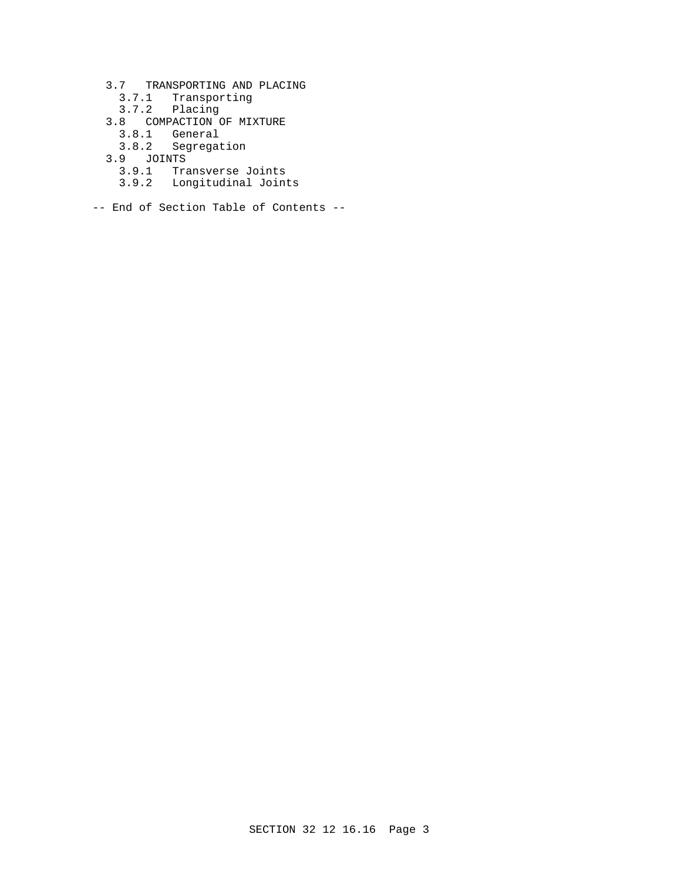- 3.7 TRANSPORTING AND PLACING
  - 3.7.1 Transporting
  - 3.7.2 Placing
- 3.8 COMPACTION OF MIXTURE
  - 3.8.1 General
  - 3.8.2 Segregation
- 3.9 JOINTS
  - 3.9.1 Transverse Joints
  - 3.9.2 Longitudinal Joints

-- End of Section Table of Contents --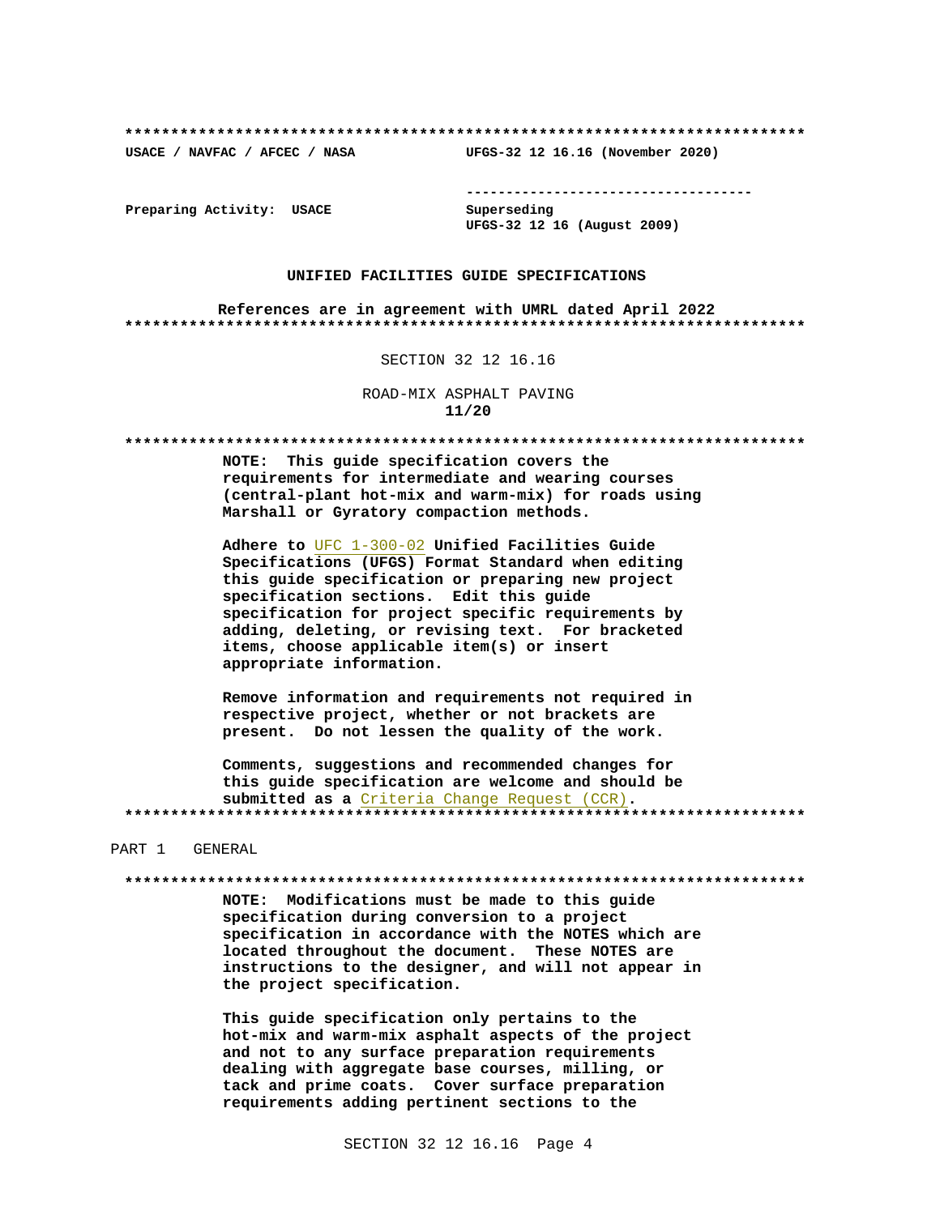**************************************************************************

USACE / NAVFAC / AFCEC / NASA            UFGS-32 12 16.16 (November 2020)

------------------------------------

Preparing Activity: USACE               Superseding
                                        UFGS-32 12 16 (August 2009)

**UNIFIED FACILITIES GUIDE SPECIFICATIONS**

**References are in agreement with UMRL dated April 2022**

**************************************************************************

SECTION 32 12 16.16

ROAD-MIX ASPHALT PAVING

**11/20**

**************************************************************************

**NOTE: This guide specification covers the requirements for intermediate and wearing courses (central-plant hot-mix and warm-mix) for roads using Marshall or Gyratory compaction methods.**

**Adhere to UFC 1-300-02 Unified Facilities Guide Specifications (UFGS) Format Standard when editing this guide specification or preparing new project specification sections. Edit this guide specification for project specific requirements by adding, deleting, or revising text. For bracketed items, choose applicable item(s) or insert appropriate information.**

**Remove information and requirements not required in respective project, whether or not brackets are present. Do not lessen the quality of the work.**

**Comments, suggestions and recommended changes for this guide specification are welcome and should be submitted as a Criteria Change Request (CCR).**

**************************************************************************

PART 1 GENERAL

**************************************************************************

**NOTE: Modifications must be made to this guide specification during conversion to a project specification in accordance with the NOTES which are located throughout the document. These NOTES are instructions to the designer, and will not appear in the project specification.**

**This guide specification only pertains to the hot-mix and warm-mix asphalt aspects of the project and not to any surface preparation requirements dealing with aggregate base courses, milling, or tack and prime coats. Cover surface preparation requirements adding pertinent sections to the**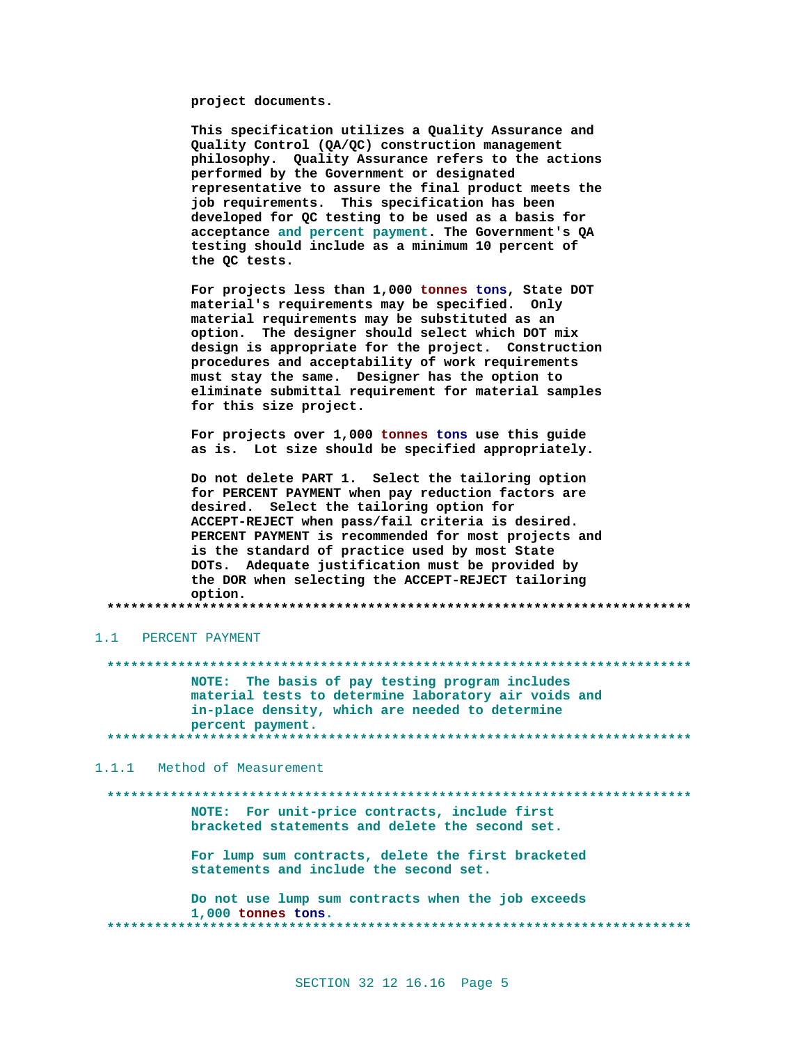project documents.

This specification utilizes a Quality Assurance and Quality Control (QA/QC) construction management philosophy. Quality Assurance refers to the actions performed by the Government or designated representative to assure the final product meets the job requirements. This specification has been developed for QC testing to be used as a basis for acceptance and percent payment. The Government's QA testing should include as a minimum 10 percent of the QC tests.

For projects less than 1,000 tonnes tons, State DOT material's requirements may be specified. Only material requirements may be substituted as an option. The designer should select which DOT mix design is appropriate for the project. Construction procedures and acceptability of work requirements must stay the same. Designer has the option to eliminate submittal requirement for material samples for this size project.

For projects over 1,000 tonnes tons use this guide as is. Lot size should be specified appropriately.

Do not delete PART 1. Select the tailoring option for PERCENT PAYMENT when pay reduction factors are desired. Select the tailoring option for ACCEPT-REJECT when pass/fail criteria is desired. PERCENT PAYMENT is recommended for most projects and is the standard of practice used by most State DOTs. Adequate justification must be provided by the DOR when selecting the ACCEPT-REJECT tailoring option.

**************************************************************************

## 1.1 PERCENT PAYMENT

**************************************************************************

NOTE: The basis of pay testing program includes material tests to determine laboratory air voids and in-place density, which are needed to determine percent payment.

**************************************************************************

### 1.1.1 Method of Measurement

**************************************************************************

NOTE: For unit-price contracts, include first bracketed statements and delete the second set.

For lump sum contracts, delete the first bracketed statements and include the second set.

Do not use lump sum contracts when the job exceeds 1,000 tonnes tons.

**************************************************************************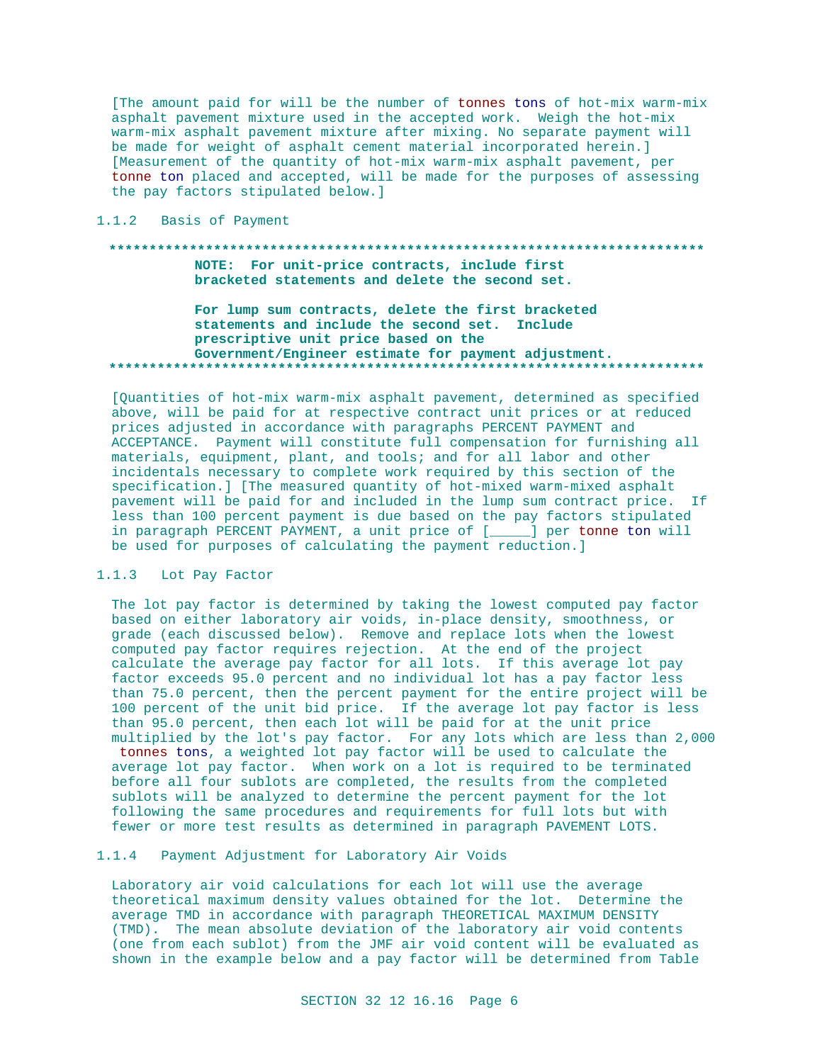[The amount paid for will be the number of tonnes tons of hot-mix warm-mix asphalt pavement mixture used in the accepted work. Weigh the hot-mix warm-mix asphalt pavement mixture after mixing. No separate payment will be made for weight of asphalt cement material incorporated herein.] [Measurement of the quantity of hot-mix warm-mix asphalt pavement, per tonne ton placed and accepted, will be made for the purposes of assessing the pay factors stipulated below.]

### 1.1.2 Basis of Payment

**************************************************************************

**NOTE: For unit-price contracts, include first bracketed statements and delete the second set.**

**For lump sum contracts, delete the first bracketed statements and include the second set. Include prescriptive unit price based on the Government/Engineer estimate for payment adjustment.**

**************************************************************************

[Quantities of hot-mix warm-mix asphalt pavement, determined as specified above, will be paid for at respective contract unit prices or at reduced prices adjusted in accordance with paragraphs PERCENT PAYMENT and ACCEPTANCE. Payment will constitute full compensation for furnishing all materials, equipment, plant, and tools; and for all labor and other incidentals necessary to complete work required by this section of the specification.] [The measured quantity of hot-mixed warm-mixed asphalt pavement will be paid for and included in the lump sum contract price. If less than 100 percent payment is due based on the pay factors stipulated in paragraph PERCENT PAYMENT, a unit price of [_____] per tonne ton will be used for purposes of calculating the payment reduction.]

### 1.1.3 Lot Pay Factor

The lot pay factor is determined by taking the lowest computed pay factor based on either laboratory air voids, in-place density, smoothness, or grade (each discussed below). Remove and replace lots when the lowest computed pay factor requires rejection. At the end of the project calculate the average pay factor for all lots. If this average lot pay factor exceeds 95.0 percent and no individual lot has a pay factor less than 75.0 percent, then the percent payment for the entire project will be 100 percent of the unit bid price. If the average lot pay factor is less than 95.0 percent, then each lot will be paid for at the unit price multiplied by the lot's pay factor. For any lots which are less than 2,000 tonnes tons, a weighted lot pay factor will be used to calculate the average lot pay factor. When work on a lot is required to be terminated before all four sublots are completed, the results from the completed sublots will be analyzed to determine the percent payment for the lot following the same procedures and requirements for full lots but with fewer or more test results as determined in paragraph PAVEMENT LOTS.

### 1.1.4 Payment Adjustment for Laboratory Air Voids

Laboratory air void calculations for each lot will use the average theoretical maximum density values obtained for the lot. Determine the average TMD in accordance with paragraph THEORETICAL MAXIMUM DENSITY (TMD). The mean absolute deviation of the laboratory air void contents (one from each sublot) from the JMF air void content will be evaluated as shown in the example below and a pay factor will be determined from Table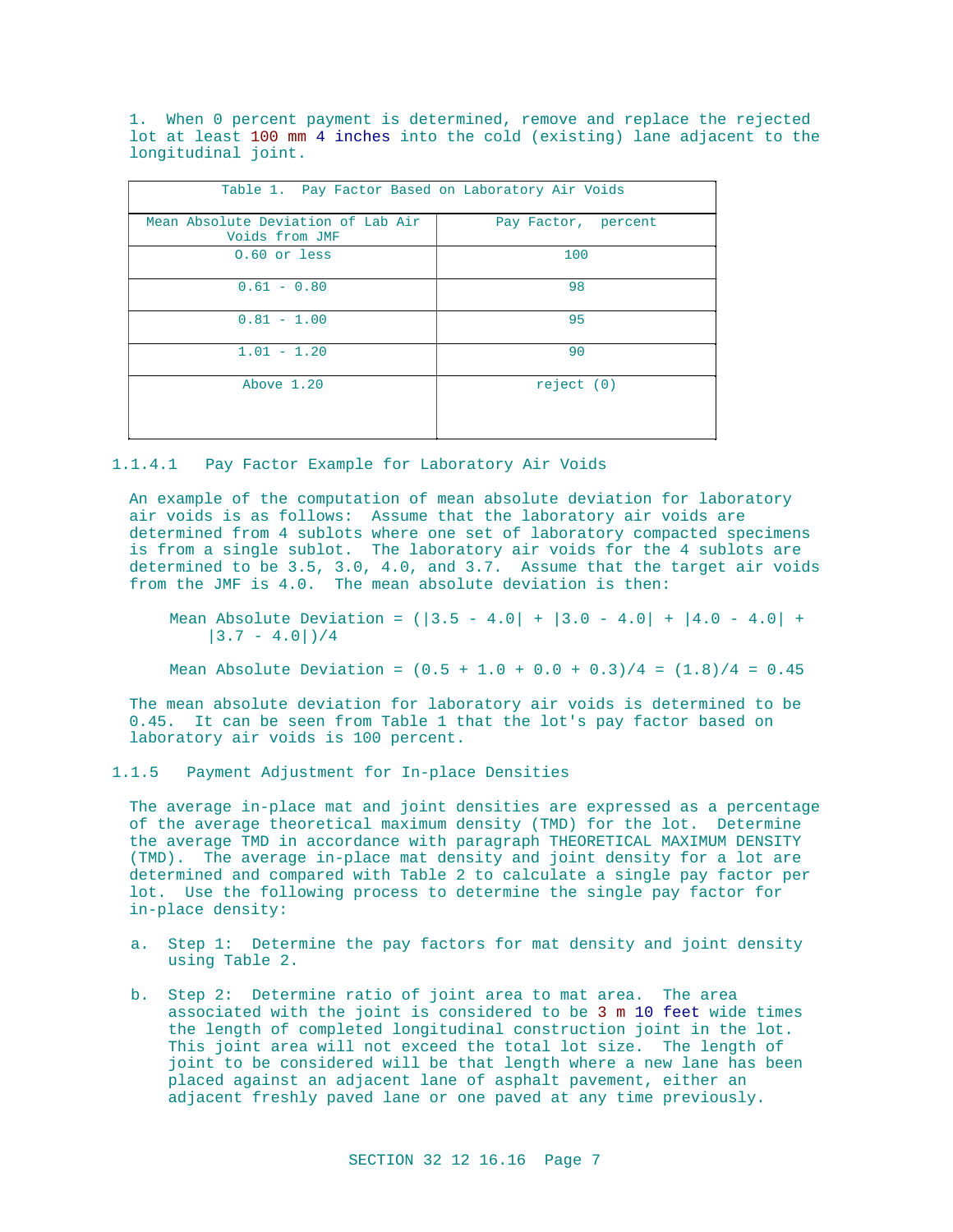1. When 0 percent payment is determined, remove and replace the rejected lot at least 100 mm 4 inches into the cold (existing) lane adjacent to the longitudinal joint.

| Table 1. Pay Factor Based on Laboratory Air Voids | |
|---|---|
| Mean Absolute Deviation of Lab Air Voids from JMF | Pay Factor, percent |
| 0.60 or less | 100 |
| 0.61 - 0.80 | 98 |
| 0.81 - 1.00 | 95 |
| 1.01 - 1.20 | 90 |
| Above 1.20 | reject (0) |

### 1.1.4.1 Pay Factor Example for Laboratory Air Voids

An example of the computation of mean absolute deviation for laboratory air voids is as follows: Assume that the laboratory air voids are determined from 4 sublots where one set of laboratory compacted specimens is from a single sublot. The laboratory air voids for the 4 sublots are determined to be 3.5, 3.0, 4.0, and 3.7. Assume that the target air voids from the JMF is 4.0. The mean absolute deviation is then:

$$\text{Mean Absolute Deviation} = (|3.5 - 4.0| + |3.0 - 4.0| + |4.0 - 4.0| + |3.7 - 4.0|)/4$$

$$\text{Mean Absolute Deviation} = (0.5 + 1.0 + 0.0 + 0.3)/4 = (1.8)/4 = 0.45$$

The mean absolute deviation for laboratory air voids is determined to be 0.45. It can be seen from Table 1 that the lot's pay factor based on laboratory air voids is 100 percent.

### 1.1.5 Payment Adjustment for In-place Densities

The average in-place mat and joint densities are expressed as a percentage of the average theoretical maximum density (TMD) for the lot. Determine the average TMD in accordance with paragraph THEORETICAL MAXIMUM DENSITY (TMD). The average in-place mat density and joint density for a lot are determined and compared with Table 2 to calculate a single pay factor per lot. Use the following process to determine the single pay factor for in-place density:

a. Step 1: Determine the pay factors for mat density and joint density using Table 2.

b. Step 2: Determine ratio of joint area to mat area. The area associated with the joint is considered to be 3 m 10 feet wide times the length of completed longitudinal construction joint in the lot. This joint area will not exceed the total lot size. The length of joint to be considered will be that length where a new lane has been placed against an adjacent lane of asphalt pavement, either an adjacent freshly paved lane or one paved at any time previously.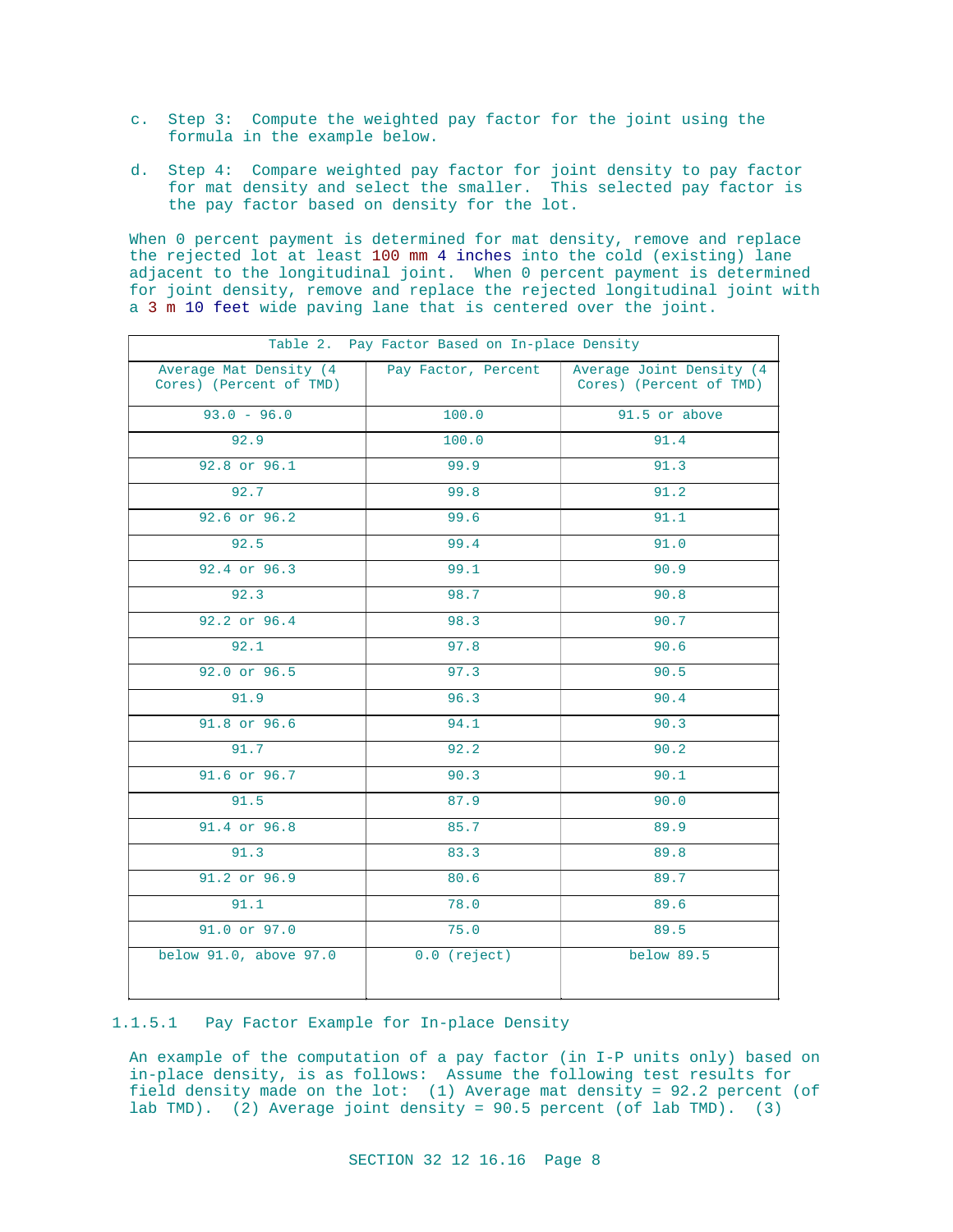c. Step 3: Compute the weighted pay factor for the joint using the formula in the example below.

d. Step 4: Compare weighted pay factor for joint density to pay factor for mat density and select the smaller. This selected pay factor is the pay factor based on density for the lot.

When 0 percent payment is determined for mat density, remove and replace the rejected lot at least 100 mm 4 inches into the cold (existing) lane adjacent to the longitudinal joint. When 0 percent payment is determined for joint density, remove and replace the rejected longitudinal joint with a 3 m 10 feet wide paving lane that is centered over the joint.

| Table 2. Pay Factor Based on In-place Density | | |
|---|---|---|
| Average Mat Density (4 Cores) (Percent of TMD) | Pay Factor, Percent | Average Joint Density (4 Cores) (Percent of TMD) |
| 93.0 - 96.0 | 100.0 | 91.5 or above |
| 92.9 | 100.0 | 91.4 |
| 92.8 or 96.1 | 99.9 | 91.3 |
| 92.7 | 99.8 | 91.2 |
| 92.6 or 96.2 | 99.6 | 91.1 |
| 92.5 | 99.4 | 91.0 |
| 92.4 or 96.3 | 99.1 | 90.9 |
| 92.3 | 98.7 | 90.8 |
| 92.2 or 96.4 | 98.3 | 90.7 |
| 92.1 | 97.8 | 90.6 |
| 92.0 or 96.5 | 97.3 | 90.5 |
| 91.9 | 96.3 | 90.4 |
| 91.8 or 96.6 | 94.1 | 90.3 |
| 91.7 | 92.2 | 90.2 |
| 91.6 or 96.7 | 90.3 | 90.1 |
| 91.5 | 87.9 | 90.0 |
| 91.4 or 96.8 | 85.7 | 89.9 |
| 91.3 | 83.3 | 89.8 |
| 91.2 or 96.9 | 80.6 | 89.7 |
| 91.1 | 78.0 | 89.6 |
| 91.0 or 97.0 | 75.0 | 89.5 |
| below 91.0, above 97.0 | 0.0 (reject) | below 89.5 |

### 1.1.5.1 Pay Factor Example for In-place Density

An example of the computation of a pay factor (in I-P units only) based on in-place density, is as follows: Assume the following test results for field density made on the lot: (1) Average mat density = 92.2 percent (of lab TMD). (2) Average joint density = 90.5 percent (of lab TMD). (3)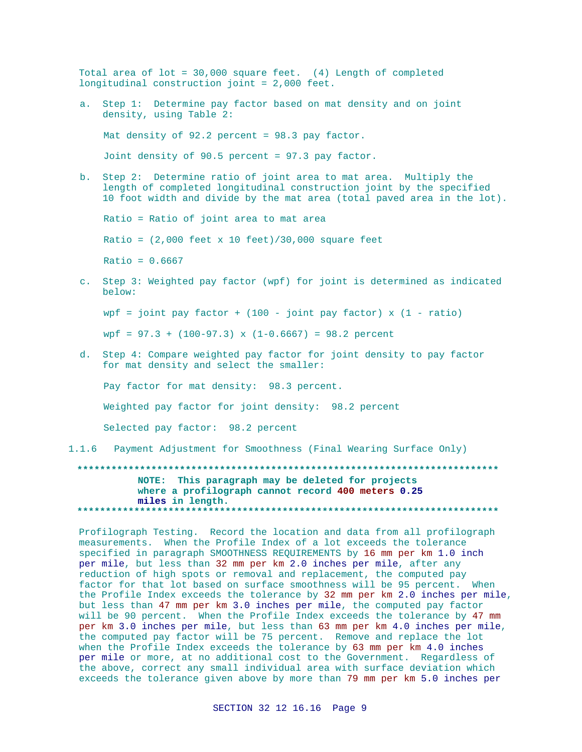Total area of lot = 30,000 square feet.  (4) Length of completed longitudinal construction joint = 2,000 feet.

a. Step 1:  Determine pay factor based on mat density and on joint density, using Table 2:

   Mat density of 92.2 percent = 98.3 pay factor.

   Joint density of 90.5 percent = 97.3 pay factor.

b. Step 2:  Determine ratio of joint area to mat area.  Multiply the length of completed longitudinal construction joint by the specified 10 foot width and divide by the mat area (total paved area in the lot).

   Ratio = Ratio of joint area to mat area

   Ratio = (2,000 feet x 10 feet)/30,000 square feet

   Ratio = 0.6667

c. Step 3: Weighted pay factor (wpf) for joint is determined as indicated below:

   wpf = joint pay factor + (100 - joint pay factor) x (1 - ratio)

   wpf = 97.3 + (100-97.3) x (1-0.6667) = 98.2 percent

d. Step 4: Compare weighted pay factor for joint density to pay factor for mat density and select the smaller:

   Pay factor for mat density:  98.3 percent.

   Weighted pay factor for joint density:  98.2 percent

   Selected pay factor:  98.2 percent

### 1.1.6 Payment Adjustment for Smoothness (Final Wearing Surface Only)

**************************************************************************

**NOTE:  This paragraph may be deleted for projects where a profilograph cannot record 400 meters 0.25 miles in length.**

**************************************************************************

Profilograph Testing.  Record the location and data from all profilograph measurements.  When the Profile Index of a lot exceeds the tolerance specified in paragraph SMOOTHNESS REQUIREMENTS by 16 mm per km 1.0 inch per mile, but less than 32 mm per km 2.0 inches per mile, after any reduction of high spots or removal and replacement, the computed pay factor for that lot based on surface smoothness will be 95 percent.  When the Profile Index exceeds the tolerance by 32 mm per km 2.0 inches per mile, but less than 47 mm per km 3.0 inches per mile, the computed pay factor will be 90 percent.  When the Profile Index exceeds the tolerance by 47 mm per km 3.0 inches per mile, but less than 63 mm per km 4.0 inches per mile, the computed pay factor will be 75 percent.  Remove and replace the lot when the Profile Index exceeds the tolerance by 63 mm per km 4.0 inches per mile or more, at no additional cost to the Government.  Regardless of the above, correct any small individual area with surface deviation which exceeds the tolerance given above by more than 79 mm per km 5.0 inches per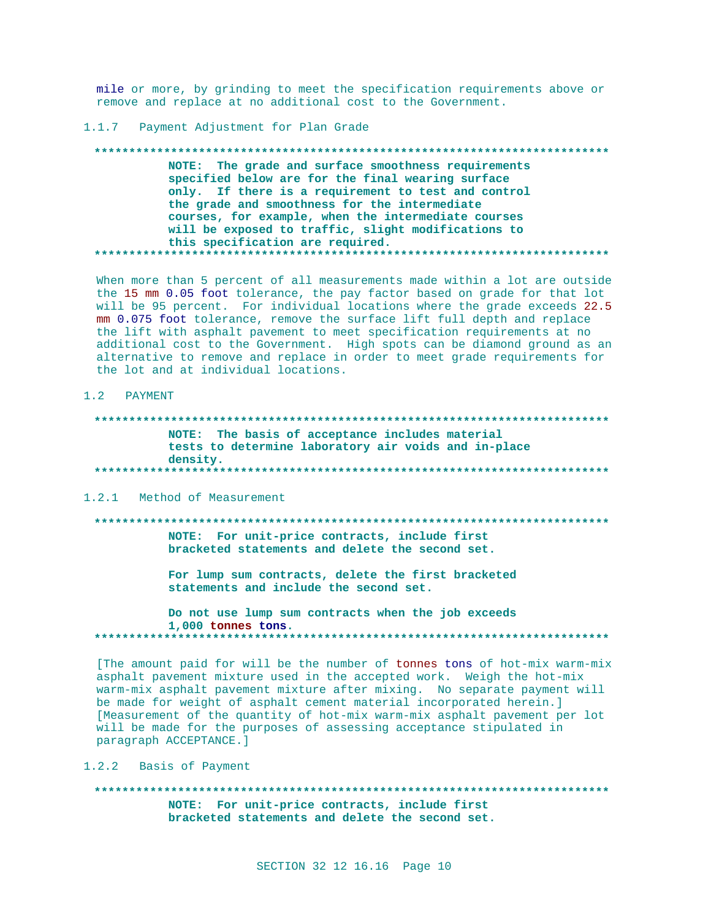mile or more, by grinding to meet the specification requirements above or remove and replace at no additional cost to the Government.

### 1.1.7 Payment Adjustment for Plan Grade

**************************************************************************

**NOTE: The grade and surface smoothness requirements specified below are for the final wearing surface only. If there is a requirement to test and control the grade and smoothness for the intermediate courses, for example, when the intermediate courses will be exposed to traffic, slight modifications to this specification are required.**

**************************************************************************

When more than 5 percent of all measurements made within a lot are outside the 15 mm 0.05 foot tolerance, the pay factor based on grade for that lot will be 95 percent. For individual locations where the grade exceeds 22.5 mm 0.075 foot tolerance, remove the surface lift full depth and replace the lift with asphalt pavement to meet specification requirements at no additional cost to the Government. High spots can be diamond ground as an alternative to remove and replace in order to meet grade requirements for the lot and at individual locations.

## 1.2 PAYMENT

**************************************************************************

**NOTE: The basis of acceptance includes material tests to determine laboratory air voids and in-place density.**

**************************************************************************

### 1.2.1 Method of Measurement

**************************************************************************

**NOTE: For unit-price contracts, include first bracketed statements and delete the second set.**

**For lump sum contracts, delete the first bracketed statements and include the second set.**

**Do not use lump sum contracts when the job exceeds 1,000 tonnes tons.**

**************************************************************************

[The amount paid for will be the number of tonnes tons of hot-mix warm-mix asphalt pavement mixture used in the accepted work. Weigh the hot-mix warm-mix asphalt pavement mixture after mixing. No separate payment will be made for weight of asphalt cement material incorporated herein.] [Measurement of the quantity of hot-mix warm-mix asphalt pavement per lot will be made for the purposes of assessing acceptance stipulated in paragraph ACCEPTANCE.]

### 1.2.2 Basis of Payment

**************************************************************************

**NOTE: For unit-price contracts, include first bracketed statements and delete the second set.**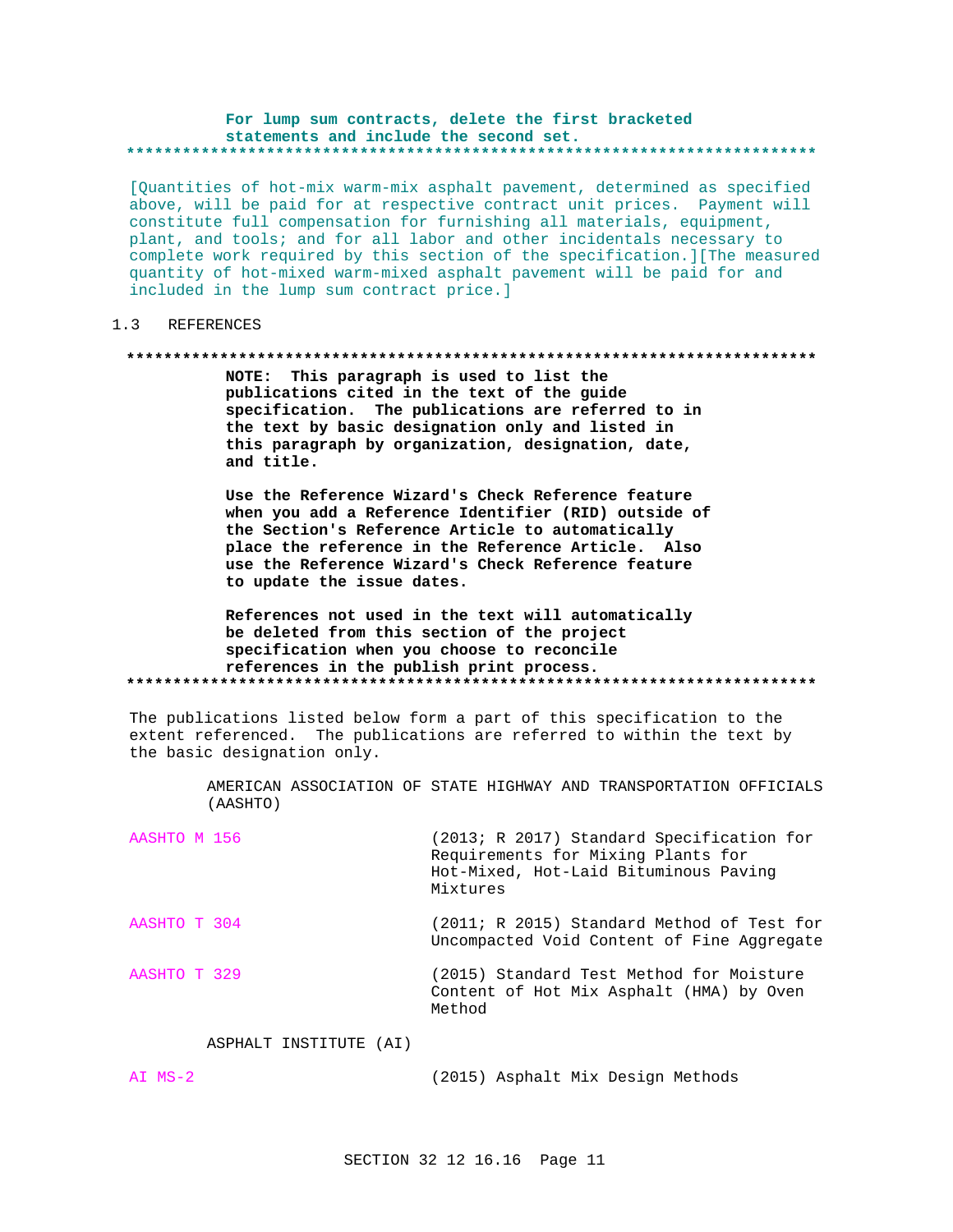**For lump sum contracts, delete the first bracketed statements and include the second set.**

**************************************************************************

[Quantities of hot-mix warm-mix asphalt pavement, determined as specified above, will be paid for at respective contract unit prices. Payment will constitute full compensation for furnishing all materials, equipment, plant, and tools; and for all labor and other incidentals necessary to complete work required by this section of the specification.][The measured quantity of hot-mixed warm-mixed asphalt pavement will be paid for and included in the lump sum contract price.]

## 1.3 REFERENCES

**************************************************************************

**NOTE: This paragraph is used to list the publications cited in the text of the guide specification. The publications are referred to in the text by basic designation only and listed in this paragraph by organization, designation, date, and title.**

**Use the Reference Wizard's Check Reference feature when you add a Reference Identifier (RID) outside of the Section's Reference Article to automatically place the reference in the Reference Article. Also use the Reference Wizard's Check Reference feature to update the issue dates.**

**References not used in the text will automatically be deleted from this section of the project specification when you choose to reconcile references in the publish print process.**

**************************************************************************

The publications listed below form a part of this specification to the extent referenced. The publications are referred to within the text by the basic designation only.

AMERICAN ASSOCIATION OF STATE HIGHWAY AND TRANSPORTATION OFFICIALS (AASHTO)

| | |
|---|---|
| AASHTO M 156 | (2013; R 2017) Standard Specification for Requirements for Mixing Plants for Hot-Mixed, Hot-Laid Bituminous Paving Mixtures |
| AASHTO T 304 | (2011; R 2015) Standard Method of Test for Uncompacted Void Content of Fine Aggregate |
| AASHTO T 329 | (2015) Standard Test Method for Moisture Content of Hot Mix Asphalt (HMA) by Oven Method |

ASPHALT INSTITUTE (AI)

| | |
|---|---|
| AI MS-2 | (2015) Asphalt Mix Design Methods |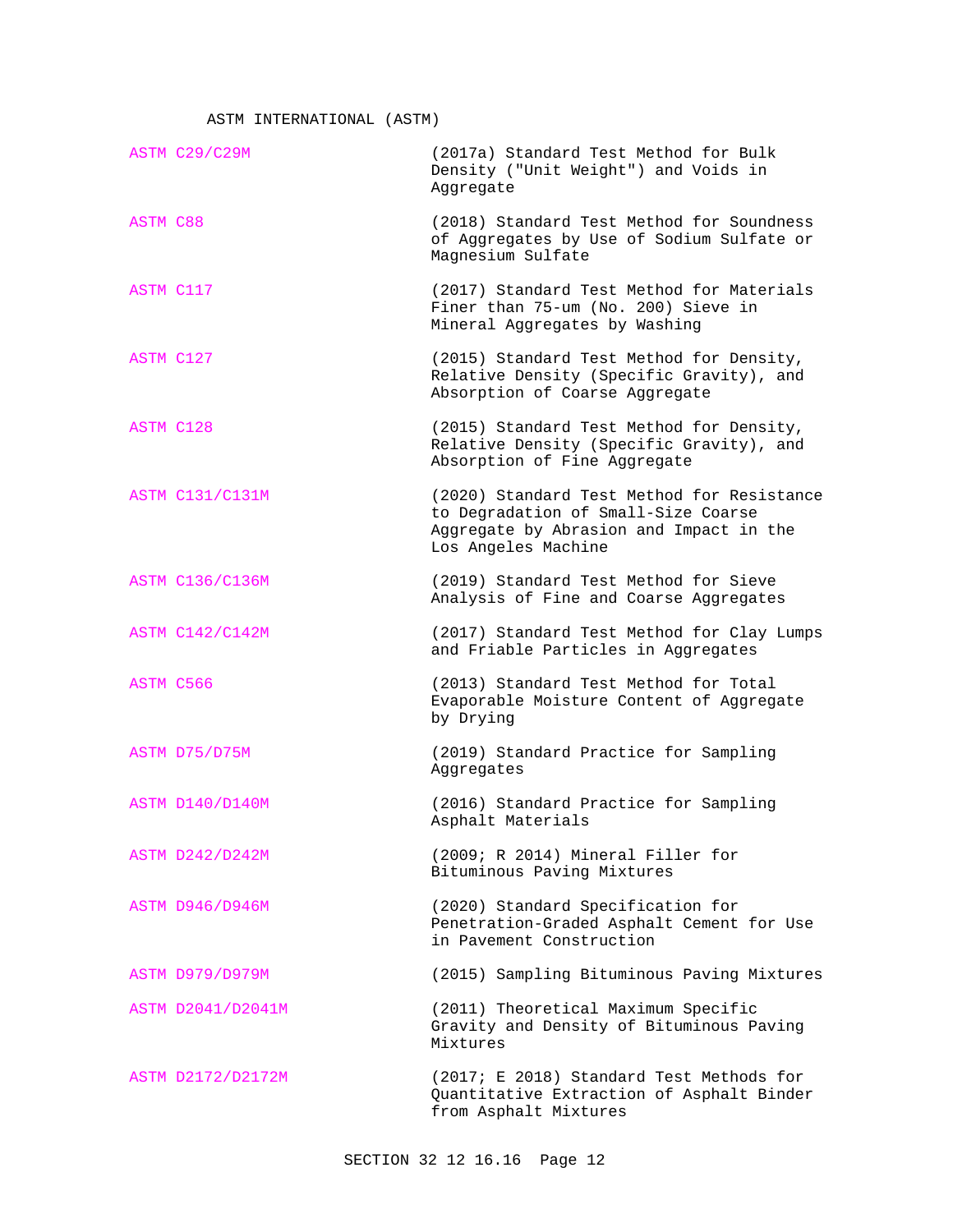ASTM INTERNATIONAL (ASTM)

| | |
|---|---|
| ASTM C29/C29M | (2017a) Standard Test Method for Bulk Density ("Unit Weight") and Voids in Aggregate |
| ASTM C88 | (2018) Standard Test Method for Soundness of Aggregates by Use of Sodium Sulfate or Magnesium Sulfate |
| ASTM C117 | (2017) Standard Test Method for Materials Finer than 75-um (No. 200) Sieve in Mineral Aggregates by Washing |
| ASTM C127 | (2015) Standard Test Method for Density, Relative Density (Specific Gravity), and Absorption of Coarse Aggregate |
| ASTM C128 | (2015) Standard Test Method for Density, Relative Density (Specific Gravity), and Absorption of Fine Aggregate |
| ASTM C131/C131M | (2020) Standard Test Method for Resistance to Degradation of Small-Size Coarse Aggregate by Abrasion and Impact in the Los Angeles Machine |
| ASTM C136/C136M | (2019) Standard Test Method for Sieve Analysis of Fine and Coarse Aggregates |
| ASTM C142/C142M | (2017) Standard Test Method for Clay Lumps and Friable Particles in Aggregates |
| ASTM C566 | (2013) Standard Test Method for Total Evaporable Moisture Content of Aggregate by Drying |
| ASTM D75/D75M | (2019) Standard Practice for Sampling Aggregates |
| ASTM D140/D140M | (2016) Standard Practice for Sampling Asphalt Materials |
| ASTM D242/D242M | (2009; R 2014) Mineral Filler for Bituminous Paving Mixtures |
| ASTM D946/D946M | (2020) Standard Specification for Penetration-Graded Asphalt Cement for Use in Pavement Construction |
| ASTM D979/D979M | (2015) Sampling Bituminous Paving Mixtures |
| ASTM D2041/D2041M | (2011) Theoretical Maximum Specific Gravity and Density of Bituminous Paving Mixtures |
| ASTM D2172/D2172M | (2017; E 2018) Standard Test Methods for Quantitative Extraction of Asphalt Binder from Asphalt Mixtures |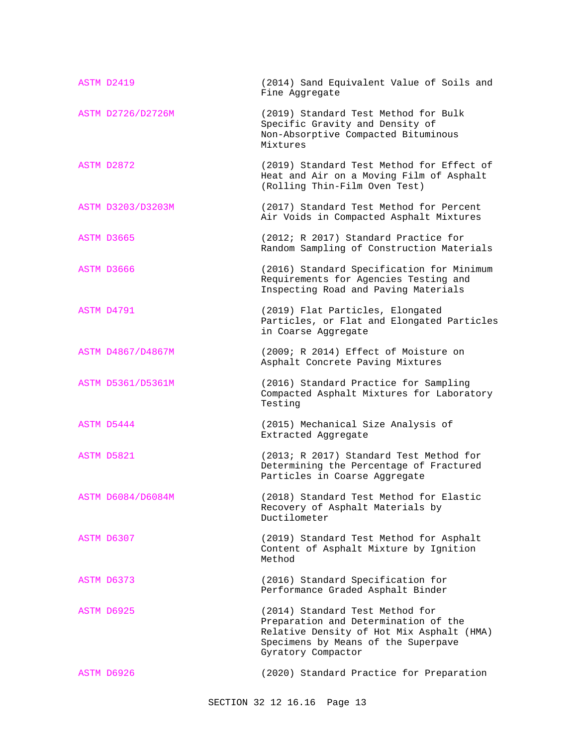| | |
|---|---|
| ASTM D2419 | (2014) Sand Equivalent Value of Soils and Fine Aggregate |
| ASTM D2726/D2726M | (2019) Standard Test Method for Bulk Specific Gravity and Density of Non-Absorptive Compacted Bituminous Mixtures |
| ASTM D2872 | (2019) Standard Test Method for Effect of Heat and Air on a Moving Film of Asphalt (Rolling Thin-Film Oven Test) |
| ASTM D3203/D3203M | (2017) Standard Test Method for Percent Air Voids in Compacted Asphalt Mixtures |
| ASTM D3665 | (2012; R 2017) Standard Practice for Random Sampling of Construction Materials |
| ASTM D3666 | (2016) Standard Specification for Minimum Requirements for Agencies Testing and Inspecting Road and Paving Materials |
| ASTM D4791 | (2019) Flat Particles, Elongated Particles, or Flat and Elongated Particles in Coarse Aggregate |
| ASTM D4867/D4867M | (2009; R 2014) Effect of Moisture on Asphalt Concrete Paving Mixtures |
| ASTM D5361/D5361M | (2016) Standard Practice for Sampling Compacted Asphalt Mixtures for Laboratory Testing |
| ASTM D5444 | (2015) Mechanical Size Analysis of Extracted Aggregate |
| ASTM D5821 | (2013; R 2017) Standard Test Method for Determining the Percentage of Fractured Particles in Coarse Aggregate |
| ASTM D6084/D6084M | (2018) Standard Test Method for Elastic Recovery of Asphalt Materials by Ductilometer |
| ASTM D6307 | (2019) Standard Test Method for Asphalt Content of Asphalt Mixture by Ignition Method |
| ASTM D6373 | (2016) Standard Specification for Performance Graded Asphalt Binder |
| ASTM D6925 | (2014) Standard Test Method for Preparation and Determination of the Relative Density of Hot Mix Asphalt (HMA) Specimens by Means of the Superpave Gyratory Compactor |
| ASTM D6926 | (2020) Standard Practice for Preparation |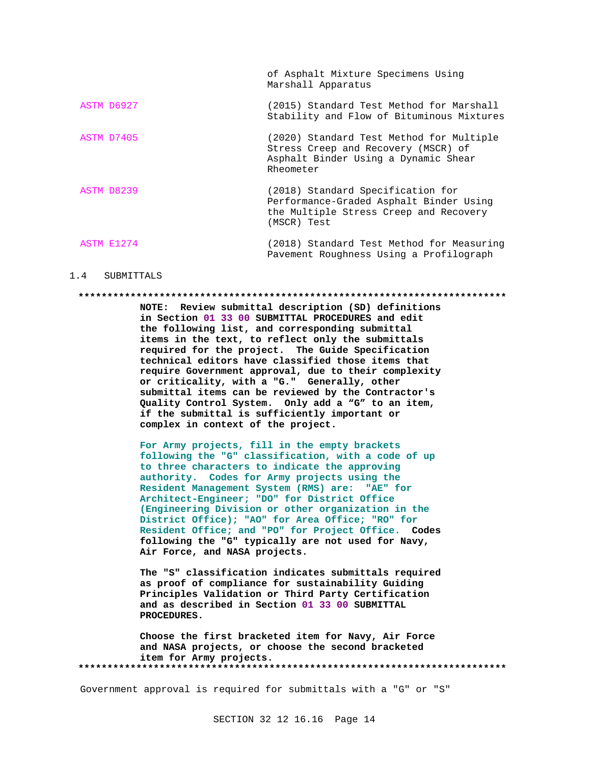| | |
|---|---|
| | of Asphalt Mixture Specimens Using Marshall Apparatus |
| ASTM D6927 | (2015) Standard Test Method for Marshall Stability and Flow of Bituminous Mixtures |
| ASTM D7405 | (2020) Standard Test Method for Multiple Stress Creep and Recovery (MSCR) of Asphalt Binder Using a Dynamic Shear Rheometer |
| ASTM D8239 | (2018) Standard Specification for Performance-Graded Asphalt Binder Using the Multiple Stress Creep and Recovery (MSCR) Test |
| ASTM E1274 | (2018) Standard Test Method for Measuring Pavement Roughness Using a Profilograph |

## 1.4 SUBMITTALS

**************************************************************************

**NOTE: Review submittal description (SD) definitions in Section 01 33 00 SUBMITTAL PROCEDURES and edit the following list, and corresponding submittal items in the text, to reflect only the submittals required for the project. The Guide Specification technical editors have classified those items that require Government approval, due to their complexity or criticality, with a "G." Generally, other submittal items can be reviewed by the Contractor's Quality Control System. Only add a "G" to an item, if the submittal is sufficiently important or complex in context of the project.**

**For Army projects, fill in the empty brackets following the "G" classification, with a code of up to three characters to indicate the approving authority. Codes for Army projects using the Resident Management System (RMS) are: "AE" for Architect-Engineer; "DO" for District Office (Engineering Division or other organization in the District Office); "AO" for Area Office; "RO" for Resident Office; and "PO" for Project Office. Codes following the "G" typically are not used for Navy, Air Force, and NASA projects.**

**The "S" classification indicates submittals required as proof of compliance for sustainability Guiding Principles Validation or Third Party Certification and as described in Section 01 33 00 SUBMITTAL PROCEDURES.**

**Choose the first bracketed item for Navy, Air Force and NASA projects, or choose the second bracketed item for Army projects.**

**************************************************************************

Government approval is required for submittals with a "G" or "S"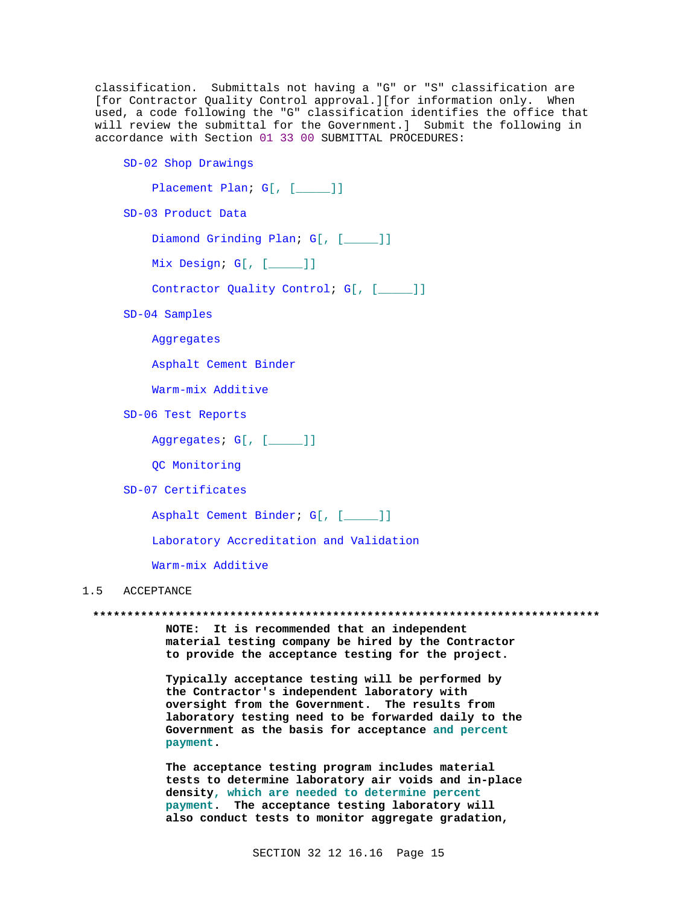classification. Submittals not having a "G" or "S" classification are [for Contractor Quality Control approval.][for information only. When used, a code following the "G" classification identifies the office that will review the submittal for the Government.] Submit the following in accordance with Section 01 33 00 SUBMITTAL PROCEDURES:

SD-02 Shop Drawings

Placement Plan; G[, [_____]]

SD-03 Product Data

Diamond Grinding Plan; G[, [_____]]

Mix Design; G[, [_____]]

Contractor Quality Control; G[, [_____]]

SD-04 Samples

Aggregates

Asphalt Cement Binder

Warm-mix Additive

SD-06 Test Reports

Aggregates; G[, [_____]]

QC Monitoring

SD-07 Certificates

Asphalt Cement Binder; G[, [_____]]

Laboratory Accreditation and Validation

Warm-mix Additive

## 1.5 ACCEPTANCE

**************************************************************************

**NOTE: It is recommended that an independent material testing company be hired by the Contractor to provide the acceptance testing for the project.**

**Typically acceptance testing will be performed by the Contractor's independent laboratory with oversight from the Government. The results from laboratory testing need to be forwarded daily to the Government as the basis for acceptance and percent payment.**

**The acceptance testing program includes material tests to determine laboratory air voids and in-place density, which are needed to determine percent payment. The acceptance testing laboratory will also conduct tests to monitor aggregate gradation,**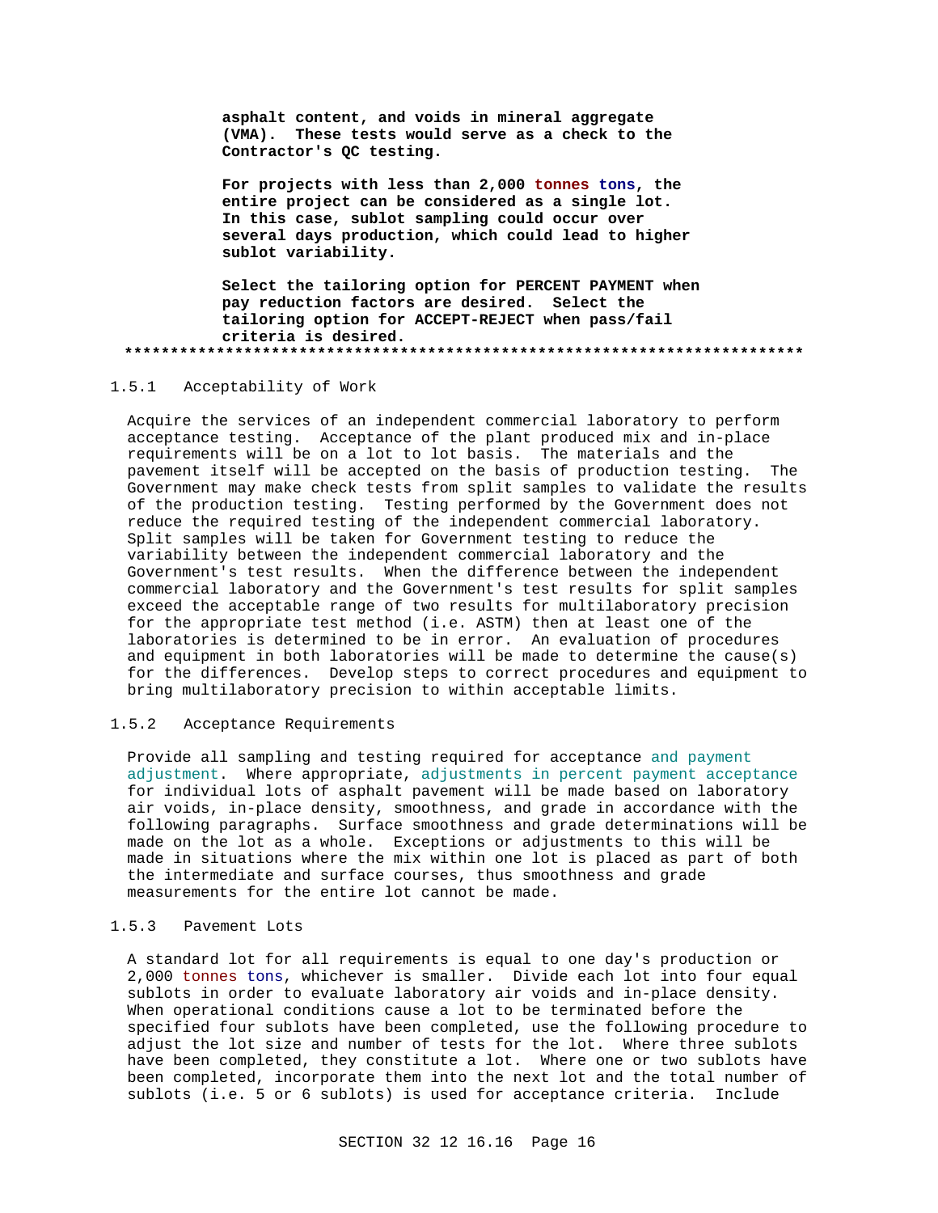**asphalt content, and voids in mineral aggregate (VMA). These tests would serve as a check to the Contractor's QC testing.**

**For projects with less than 2,000 tonnes tons, the entire project can be considered as a single lot. In this case, sublot sampling could occur over several days production, which could lead to higher sublot variability.**

**Select the tailoring option for PERCENT PAYMENT when pay reduction factors are desired. Select the tailoring option for ACCEPT-REJECT when pass/fail criteria is desired.**

**************************************************************************

### 1.5.1 Acceptability of Work

Acquire the services of an independent commercial laboratory to perform acceptance testing. Acceptance of the plant produced mix and in-place requirements will be on a lot to lot basis. The materials and the pavement itself will be accepted on the basis of production testing. The Government may make check tests from split samples to validate the results of the production testing. Testing performed by the Government does not reduce the required testing of the independent commercial laboratory. Split samples will be taken for Government testing to reduce the variability between the independent commercial laboratory and the Government's test results. When the difference between the independent commercial laboratory and the Government's test results for split samples exceed the acceptable range of two results for multilaboratory precision for the appropriate test method (i.e. ASTM) then at least one of the laboratories is determined to be in error. An evaluation of procedures and equipment in both laboratories will be made to determine the cause(s) for the differences. Develop steps to correct procedures and equipment to bring multilaboratory precision to within acceptable limits.

### 1.5.2 Acceptance Requirements

Provide all sampling and testing required for acceptance and payment adjustment. Where appropriate, adjustments in percent payment acceptance for individual lots of asphalt pavement will be made based on laboratory air voids, in-place density, smoothness, and grade in accordance with the following paragraphs. Surface smoothness and grade determinations will be made on the lot as a whole. Exceptions or adjustments to this will be made in situations where the mix within one lot is placed as part of both the intermediate and surface courses, thus smoothness and grade measurements for the entire lot cannot be made.

### 1.5.3 Pavement Lots

A standard lot for all requirements is equal to one day's production or 2,000 tonnes tons, whichever is smaller. Divide each lot into four equal sublots in order to evaluate laboratory air voids and in-place density. When operational conditions cause a lot to be terminated before the specified four sublots have been completed, use the following procedure to adjust the lot size and number of tests for the lot. Where three sublots have been completed, they constitute a lot. Where one or two sublots have been completed, incorporate them into the next lot and the total number of sublots (i.e. 5 or 6 sublots) is used for acceptance criteria. Include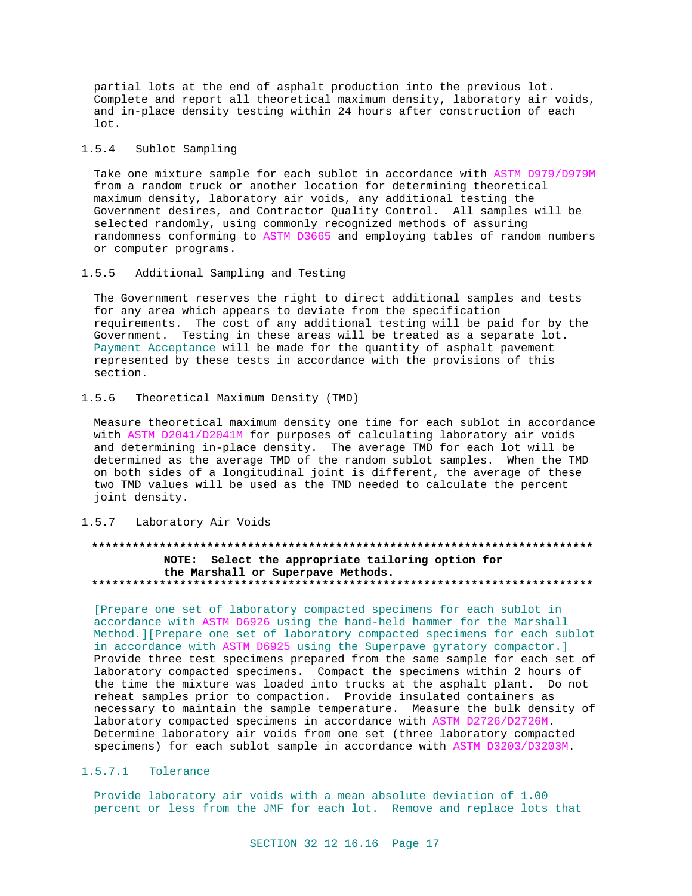partial lots at the end of asphalt production into the previous lot. Complete and report all theoretical maximum density, laboratory air voids, and in-place density testing within 24 hours after construction of each lot.

### 1.5.4 Sublot Sampling

Take one mixture sample for each sublot in accordance with ASTM D979/D979M from a random truck or another location for determining theoretical maximum density, laboratory air voids, any additional testing the Government desires, and Contractor Quality Control. All samples will be selected randomly, using commonly recognized methods of assuring randomness conforming to ASTM D3665 and employing tables of random numbers or computer programs.

### 1.5.5 Additional Sampling and Testing

The Government reserves the right to direct additional samples and tests for any area which appears to deviate from the specification requirements. The cost of any additional testing will be paid for by the Government. Testing in these areas will be treated as a separate lot. Payment Acceptance will be made for the quantity of asphalt pavement represented by these tests in accordance with the provisions of this section.

### 1.5.6 Theoretical Maximum Density (TMD)

Measure theoretical maximum density one time for each sublot in accordance with ASTM D2041/D2041M for purposes of calculating laboratory air voids and determining in-place density. The average TMD for each lot will be determined as the average TMD of the random sublot samples. When the TMD on both sides of a longitudinal joint is different, the average of these two TMD values will be used as the TMD needed to calculate the percent joint density.

### 1.5.7 Laboratory Air Voids

**************************************************************************

**NOTE: Select the appropriate tailoring option for the Marshall or Superpave Methods.**

**************************************************************************

[Prepare one set of laboratory compacted specimens for each sublot in accordance with ASTM D6926 using the hand-held hammer for the Marshall Method.][Prepare one set of laboratory compacted specimens for each sublot in accordance with ASTM D6925 using the Superpave gyratory compactor.] Provide three test specimens prepared from the same sample for each set of laboratory compacted specimens. Compact the specimens within 2 hours of the time the mixture was loaded into trucks at the asphalt plant. Do not reheat samples prior to compaction. Provide insulated containers as necessary to maintain the sample temperature. Measure the bulk density of laboratory compacted specimens in accordance with ASTM D2726/D2726M. Determine laboratory air voids from one set (three laboratory compacted specimens) for each sublot sample in accordance with ASTM D3203/D3203M.

#### 1.5.7.1 Tolerance

Provide laboratory air voids with a mean absolute deviation of 1.00 percent or less from the JMF for each lot. Remove and replace lots that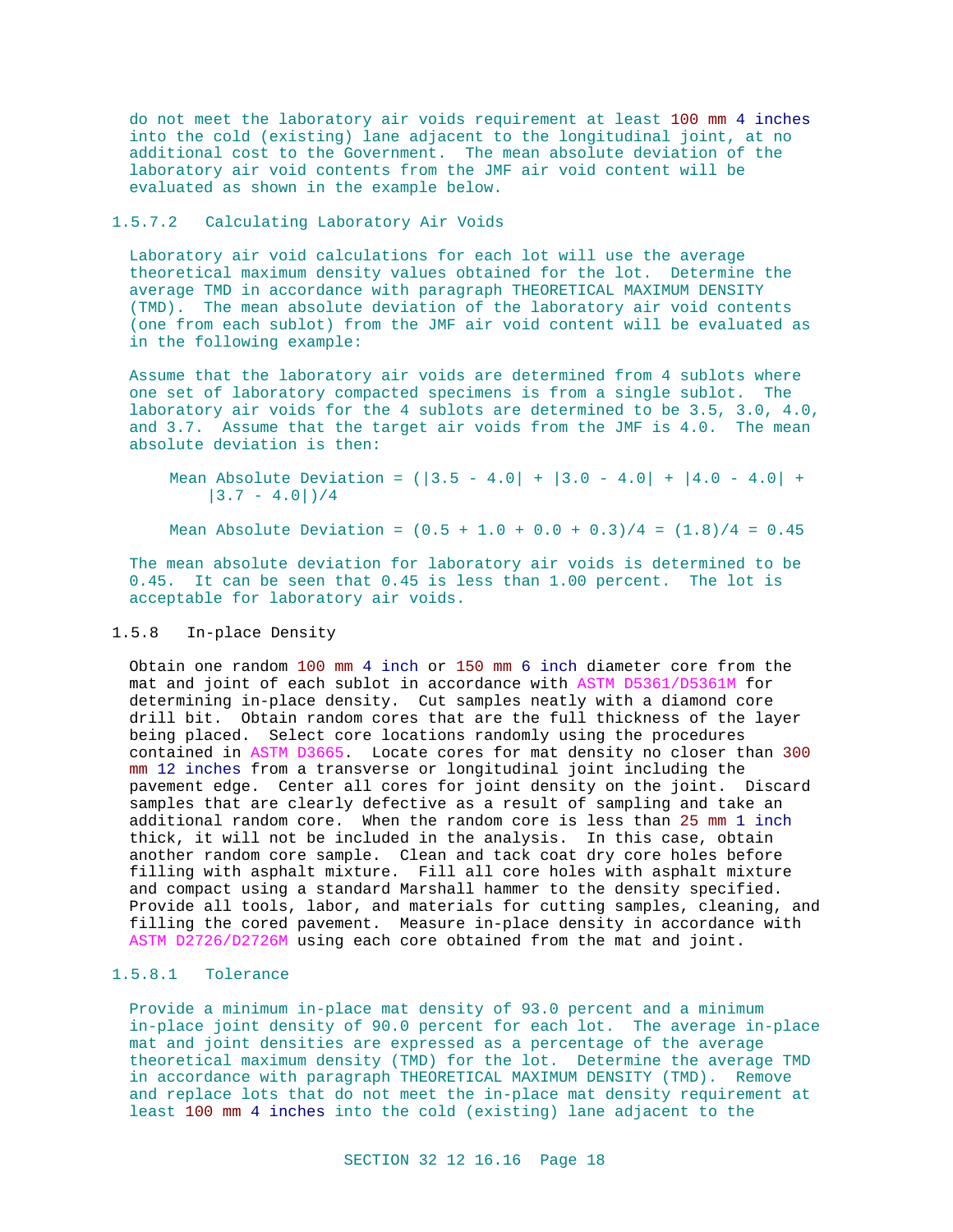do not meet the laboratory air voids requirement at least 100 mm 4 inches into the cold (existing) lane adjacent to the longitudinal joint, at no additional cost to the Government. The mean absolute deviation of the laboratory air void contents from the JMF air void content will be evaluated as shown in the example below.

#### 1.5.7.2 Calculating Laboratory Air Voids

Laboratory air void calculations for each lot will use the average theoretical maximum density values obtained for the lot. Determine the average TMD in accordance with paragraph THEORETICAL MAXIMUM DENSITY (TMD). The mean absolute deviation of the laboratory air void contents (one from each sublot) from the JMF air void content will be evaluated as in the following example:

Assume that the laboratory air voids are determined from 4 sublots where one set of laboratory compacted specimens is from a single sublot. The laboratory air voids for the 4 sublots are determined to be 3.5, 3.0, 4.0, and 3.7. Assume that the target air voids from the JMF is 4.0. The mean absolute deviation is then:

$$\text{Mean Absolute Deviation} = (|3.5 - 4.0| + |3.0 - 4.0| + |4.0 - 4.0| + |3.7 - 4.0|)/4$$

$$\text{Mean Absolute Deviation} = (0.5 + 1.0 + 0.0 + 0.3)/4 = (1.8)/4 = 0.45$$

The mean absolute deviation for laboratory air voids is determined to be 0.45. It can be seen that 0.45 is less than 1.00 percent. The lot is acceptable for laboratory air voids.

### 1.5.8 In-place Density

Obtain one random 100 mm 4 inch or 150 mm 6 inch diameter core from the mat and joint of each sublot in accordance with ASTM D5361/D5361M for determining in-place density. Cut samples neatly with a diamond core drill bit. Obtain random cores that are the full thickness of the layer being placed. Select core locations randomly using the procedures contained in ASTM D3665. Locate cores for mat density no closer than 300 mm 12 inches from a transverse or longitudinal joint including the pavement edge. Center all cores for joint density on the joint. Discard samples that are clearly defective as a result of sampling and take an additional random core. When the random core is less than 25 mm 1 inch thick, it will not be included in the analysis. In this case, obtain another random core sample. Clean and tack coat dry core holes before filling with asphalt mixture. Fill all core holes with asphalt mixture and compact using a standard Marshall hammer to the density specified. Provide all tools, labor, and materials for cutting samples, cleaning, and filling the cored pavement. Measure in-place density in accordance with ASTM D2726/D2726M using each core obtained from the mat and joint.

#### 1.5.8.1 Tolerance

Provide a minimum in-place mat density of 93.0 percent and a minimum in-place joint density of 90.0 percent for each lot. The average in-place mat and joint densities are expressed as a percentage of the average theoretical maximum density (TMD) for the lot. Determine the average TMD in accordance with paragraph THEORETICAL MAXIMUM DENSITY (TMD). Remove and replace lots that do not meet the in-place mat density requirement at least 100 mm 4 inches into the cold (existing) lane adjacent to the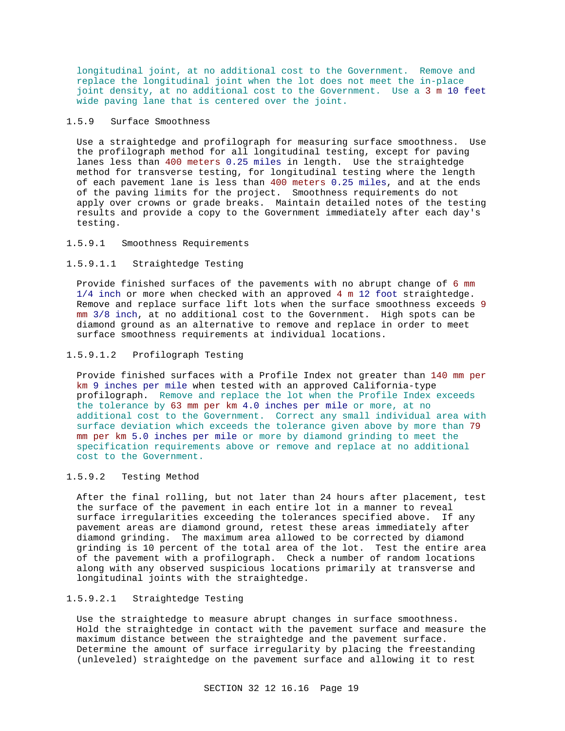longitudinal joint, at no additional cost to the Government. Remove and replace the longitudinal joint when the lot does not meet the in-place joint density, at no additional cost to the Government. Use a 3 m 10 feet wide paving lane that is centered over the joint.

### 1.5.9 Surface Smoothness

Use a straightedge and profilograph for measuring surface smoothness. Use the profilograph method for all longitudinal testing, except for paving lanes less than 400 meters 0.25 miles in length. Use the straightedge method for transverse testing, for longitudinal testing where the length of each pavement lane is less than 400 meters 0.25 miles, and at the ends of the paving limits for the project. Smoothness requirements do not apply over crowns or grade breaks. Maintain detailed notes of the testing results and provide a copy to the Government immediately after each day's testing.

#### 1.5.9.1 Smoothness Requirements

##### 1.5.9.1.1 Straightedge Testing

Provide finished surfaces of the pavements with no abrupt change of 6 mm 1/4 inch or more when checked with an approved 4 m 12 foot straightedge. Remove and replace surface lift lots when the surface smoothness exceeds 9 mm 3/8 inch, at no additional cost to the Government. High spots can be diamond ground as an alternative to remove and replace in order to meet surface smoothness requirements at individual locations.

##### 1.5.9.1.2 Profilograph Testing

Provide finished surfaces with a Profile Index not greater than 140 mm per km 9 inches per mile when tested with an approved California-type profilograph. Remove and replace the lot when the Profile Index exceeds the tolerance by 63 mm per km 4.0 inches per mile or more, at no additional cost to the Government. Correct any small individual area with surface deviation which exceeds the tolerance given above by more than 79 mm per km 5.0 inches per mile or more by diamond grinding to meet the specification requirements above or remove and replace at no additional cost to the Government.

#### 1.5.9.2 Testing Method

After the final rolling, but not later than 24 hours after placement, test the surface of the pavement in each entire lot in a manner to reveal surface irregularities exceeding the tolerances specified above. If any pavement areas are diamond ground, retest these areas immediately after diamond grinding. The maximum area allowed to be corrected by diamond grinding is 10 percent of the total area of the lot. Test the entire area of the pavement with a profilograph. Check a number of random locations along with any observed suspicious locations primarily at transverse and longitudinal joints with the straightedge.

##### 1.5.9.2.1 Straightedge Testing

Use the straightedge to measure abrupt changes in surface smoothness. Hold the straightedge in contact with the pavement surface and measure the maximum distance between the straightedge and the pavement surface. Determine the amount of surface irregularity by placing the freestanding (unleveled) straightedge on the pavement surface and allowing it to rest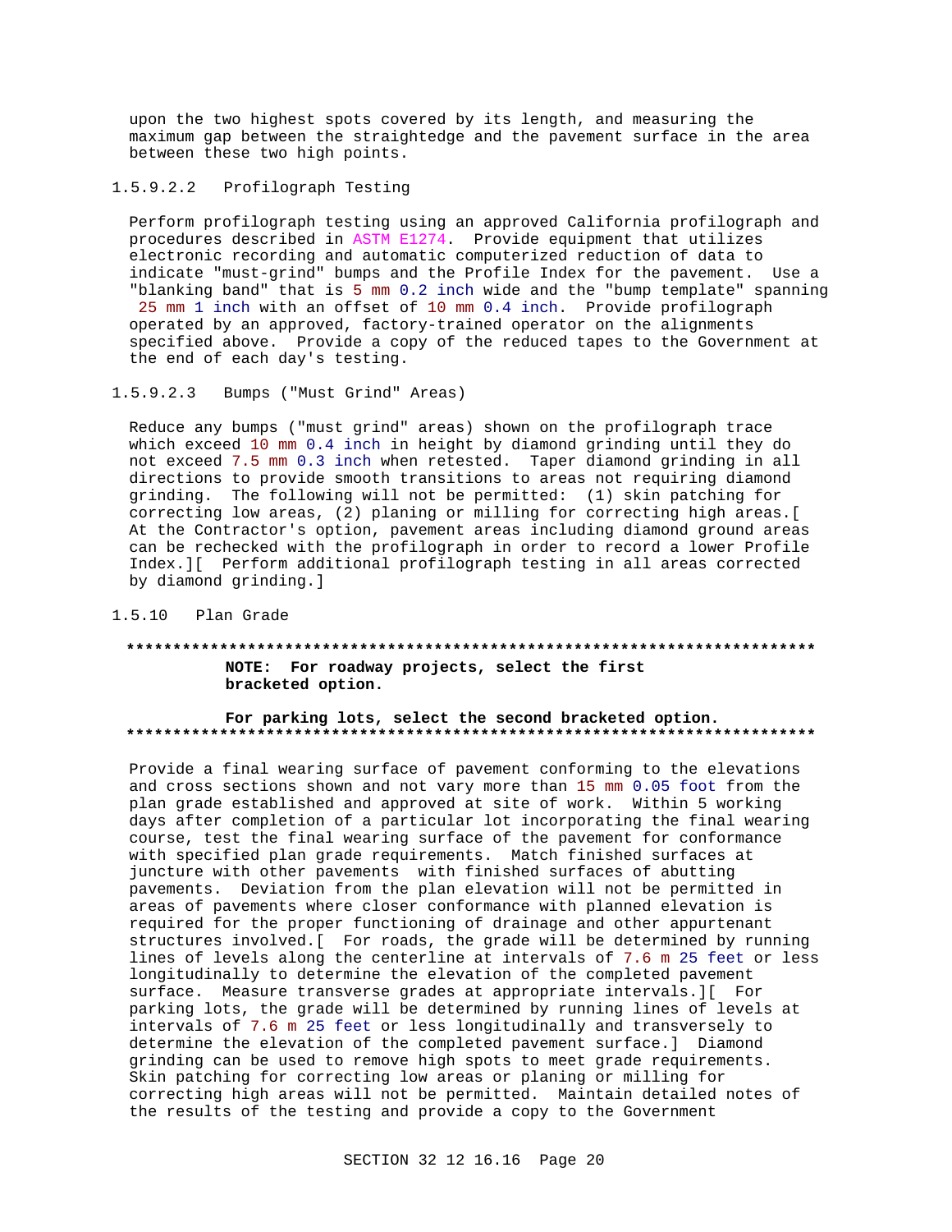upon the two highest spots covered by its length, and measuring the maximum gap between the straightedge and the pavement surface in the area between these two high points.

#### 1.5.9.2.2 Profilograph Testing

Perform profilograph testing using an approved California profilograph and procedures described in ASTM E1274. Provide equipment that utilizes electronic recording and automatic computerized reduction of data to indicate "must-grind" bumps and the Profile Index for the pavement. Use a "blanking band" that is 5 mm 0.2 inch wide and the "bump template" spanning 25 mm 1 inch with an offset of 10 mm 0.4 inch. Provide profilograph operated by an approved, factory-trained operator on the alignments specified above. Provide a copy of the reduced tapes to the Government at the end of each day's testing.

#### 1.5.9.2.3 Bumps ("Must Grind" Areas)

Reduce any bumps ("must grind" areas) shown on the profilograph trace which exceed 10 mm 0.4 inch in height by diamond grinding until they do not exceed 7.5 mm 0.3 inch when retested. Taper diamond grinding in all directions to provide smooth transitions to areas not requiring diamond grinding. The following will not be permitted: (1) skin patching for correcting low areas, (2) planing or milling for correcting high areas.[ At the Contractor's option, pavement areas including diamond ground areas can be rechecked with the profilograph in order to record a lower Profile Index.][ Perform additional profilograph testing in all areas corrected by diamond grinding.]

### 1.5.10 Plan Grade

**************************************************************************

**NOTE: For roadway projects, select the first bracketed option.**

**For parking lots, select the second bracketed option.**

**************************************************************************

Provide a final wearing surface of pavement conforming to the elevations and cross sections shown and not vary more than 15 mm 0.05 foot from the plan grade established and approved at site of work. Within 5 working days after completion of a particular lot incorporating the final wearing course, test the final wearing surface of the pavement for conformance with specified plan grade requirements. Match finished surfaces at juncture with other pavements with finished surfaces of abutting pavements. Deviation from the plan elevation will not be permitted in areas of pavements where closer conformance with planned elevation is required for the proper functioning of drainage and other appurtenant structures involved.[ For roads, the grade will be determined by running lines of levels along the centerline at intervals of 7.6 m 25 feet or less longitudinally to determine the elevation of the completed pavement surface. Measure transverse grades at appropriate intervals.][ For parking lots, the grade will be determined by running lines of levels at intervals of 7.6 m 25 feet or less longitudinally and transversely to determine the elevation of the completed pavement surface.] Diamond grinding can be used to remove high spots to meet grade requirements. Skin patching for correcting low areas or planing or milling for correcting high areas will not be permitted. Maintain detailed notes of the results of the testing and provide a copy to the Government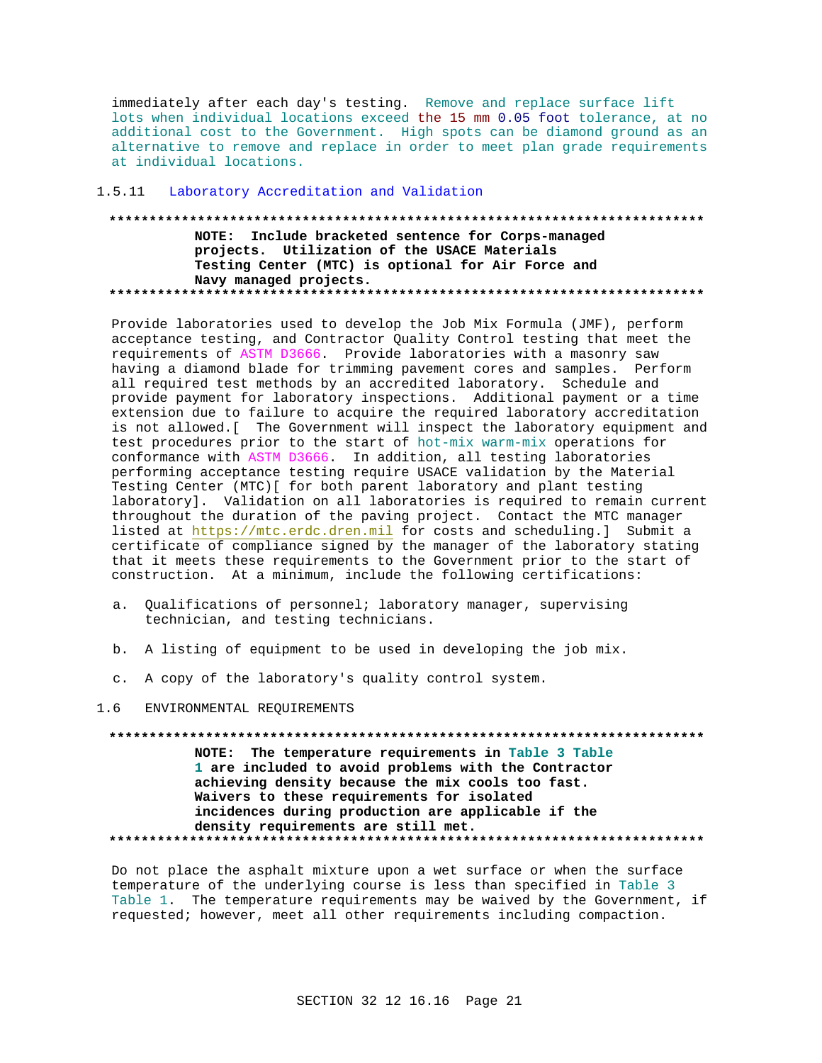immediately after each day's testing. Remove and replace surface lift lots when individual locations exceed the 15 mm 0.05 foot tolerance, at no additional cost to the Government. High spots can be diamond ground as an alternative to remove and replace in order to meet plan grade requirements at individual locations.

### 1.5.11 Laboratory Accreditation and Validation

**************************************************************************

**NOTE: Include bracketed sentence for Corps-managed projects. Utilization of the USACE Materials Testing Center (MTC) is optional for Air Force and Navy managed projects.**

**************************************************************************

Provide laboratories used to develop the Job Mix Formula (JMF), perform acceptance testing, and Contractor Quality Control testing that meet the requirements of ASTM D3666. Provide laboratories with a masonry saw having a diamond blade for trimming pavement cores and samples. Perform all required test methods by an accredited laboratory. Schedule and provide payment for laboratory inspections. Additional payment or a time extension due to failure to acquire the required laboratory accreditation is not allowed.[ The Government will inspect the laboratory equipment and test procedures prior to the start of hot-mix warm-mix operations for conformance with ASTM D3666. In addition, all testing laboratories performing acceptance testing require USACE validation by the Material Testing Center (MTC)[ for both parent laboratory and plant testing laboratory]. Validation on all laboratories is required to remain current throughout the duration of the paving project. Contact the MTC manager listed at https://mtc.erdc.dren.mil for costs and scheduling.] Submit a certificate of compliance signed by the manager of the laboratory stating that it meets these requirements to the Government prior to the start of construction. At a minimum, include the following certifications:

a. Qualifications of personnel; laboratory manager, supervising technician, and testing technicians.

b. A listing of equipment to be used in developing the job mix.

c. A copy of the laboratory's quality control system.

## 1.6 ENVIRONMENTAL REQUIREMENTS

**************************************************************************

**NOTE: The temperature requirements in Table 3 Table 1 are included to avoid problems with the Contractor achieving density because the mix cools too fast. Waivers to these requirements for isolated incidences during production are applicable if the density requirements are still met.**

**************************************************************************

Do not place the asphalt mixture upon a wet surface or when the surface temperature of the underlying course is less than specified in Table 3 Table 1. The temperature requirements may be waived by the Government, if requested; however, meet all other requirements including compaction.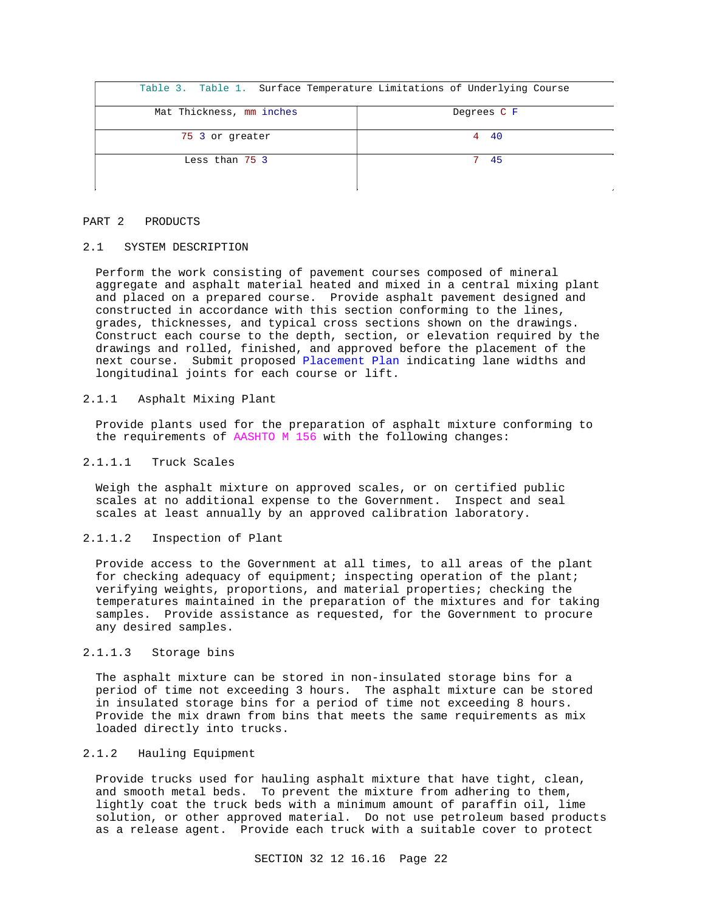| Table 3. Table 1. Surface Temperature Limitations of Underlying Course | |
|---|---|
| Mat Thickness, mm inches | Degrees C F |
| 75 3 or greater | 4 40 |
| Less than 75 3 | 7 45 |

# PART 2 PRODUCTS

## 2.1 SYSTEM DESCRIPTION

Perform the work consisting of pavement courses composed of mineral aggregate and asphalt material heated and mixed in a central mixing plant and placed on a prepared course. Provide asphalt pavement designed and constructed in accordance with this section conforming to the lines, grades, thicknesses, and typical cross sections shown on the drawings. Construct each course to the depth, section, or elevation required by the drawings and rolled, finished, and approved before the placement of the next course. Submit proposed Placement Plan indicating lane widths and longitudinal joints for each course or lift.

### 2.1.1 Asphalt Mixing Plant

Provide plants used for the preparation of asphalt mixture conforming to the requirements of AASHTO M 156 with the following changes:

#### 2.1.1.1 Truck Scales

Weigh the asphalt mixture on approved scales, or on certified public scales at no additional expense to the Government. Inspect and seal scales at least annually by an approved calibration laboratory.

#### 2.1.1.2 Inspection of Plant

Provide access to the Government at all times, to all areas of the plant for checking adequacy of equipment; inspecting operation of the plant; verifying weights, proportions, and material properties; checking the temperatures maintained in the preparation of the mixtures and for taking samples. Provide assistance as requested, for the Government to procure any desired samples.

#### 2.1.1.3 Storage bins

The asphalt mixture can be stored in non-insulated storage bins for a period of time not exceeding 3 hours. The asphalt mixture can be stored in insulated storage bins for a period of time not exceeding 8 hours. Provide the mix drawn from bins that meets the same requirements as mix loaded directly into trucks.

### 2.1.2 Hauling Equipment

Provide trucks used for hauling asphalt mixture that have tight, clean, and smooth metal beds. To prevent the mixture from adhering to them, lightly coat the truck beds with a minimum amount of paraffin oil, lime solution, or other approved material. Do not use petroleum based products as a release agent. Provide each truck with a suitable cover to protect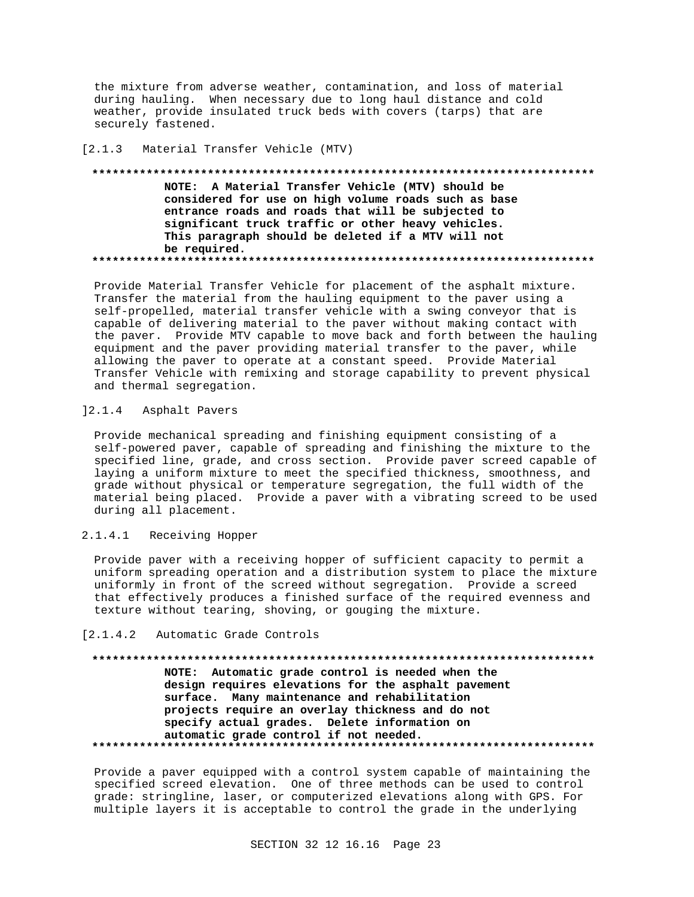the mixture from adverse weather, contamination, and loss of material during hauling. When necessary due to long haul distance and cold weather, provide insulated truck beds with covers (tarps) that are securely fastened.

[2.1.3 Material Transfer Vehicle (MTV)

**************************************************************************

**NOTE: A Material Transfer Vehicle (MTV) should be considered for use on high volume roads such as base entrance roads and roads that will be subjected to significant truck traffic or other heavy vehicles. This paragraph should be deleted if a MTV will not be required.**

**************************************************************************

Provide Material Transfer Vehicle for placement of the asphalt mixture. Transfer the material from the hauling equipment to the paver using a self-propelled, material transfer vehicle with a swing conveyor that is capable of delivering material to the paver without making contact with the paver. Provide MTV capable to move back and forth between the hauling equipment and the paver providing material transfer to the paver, while allowing the paver to operate at a constant speed. Provide Material Transfer Vehicle with remixing and storage capability to prevent physical and thermal segregation.

]2.1.4 Asphalt Pavers

Provide mechanical spreading and finishing equipment consisting of a self-powered paver, capable of spreading and finishing the mixture to the specified line, grade, and cross section. Provide paver screed capable of laying a uniform mixture to meet the specified thickness, smoothness, and grade without physical or temperature segregation, the full width of the material being placed. Provide a paver with a vibrating screed to be used during all placement.

2.1.4.1 Receiving Hopper

Provide paver with a receiving hopper of sufficient capacity to permit a uniform spreading operation and a distribution system to place the mixture uniformly in front of the screed without segregation. Provide a screed that effectively produces a finished surface of the required evenness and texture without tearing, shoving, or gouging the mixture.

[2.1.4.2 Automatic Grade Controls

**************************************************************************

**NOTE: Automatic grade control is needed when the design requires elevations for the asphalt pavement surface. Many maintenance and rehabilitation projects require an overlay thickness and do not specify actual grades. Delete information on automatic grade control if not needed.**

**************************************************************************

Provide a paver equipped with a control system capable of maintaining the specified screed elevation. One of three methods can be used to control grade: stringline, laser, or computerized elevations along with GPS. For multiple layers it is acceptable to control the grade in the underlying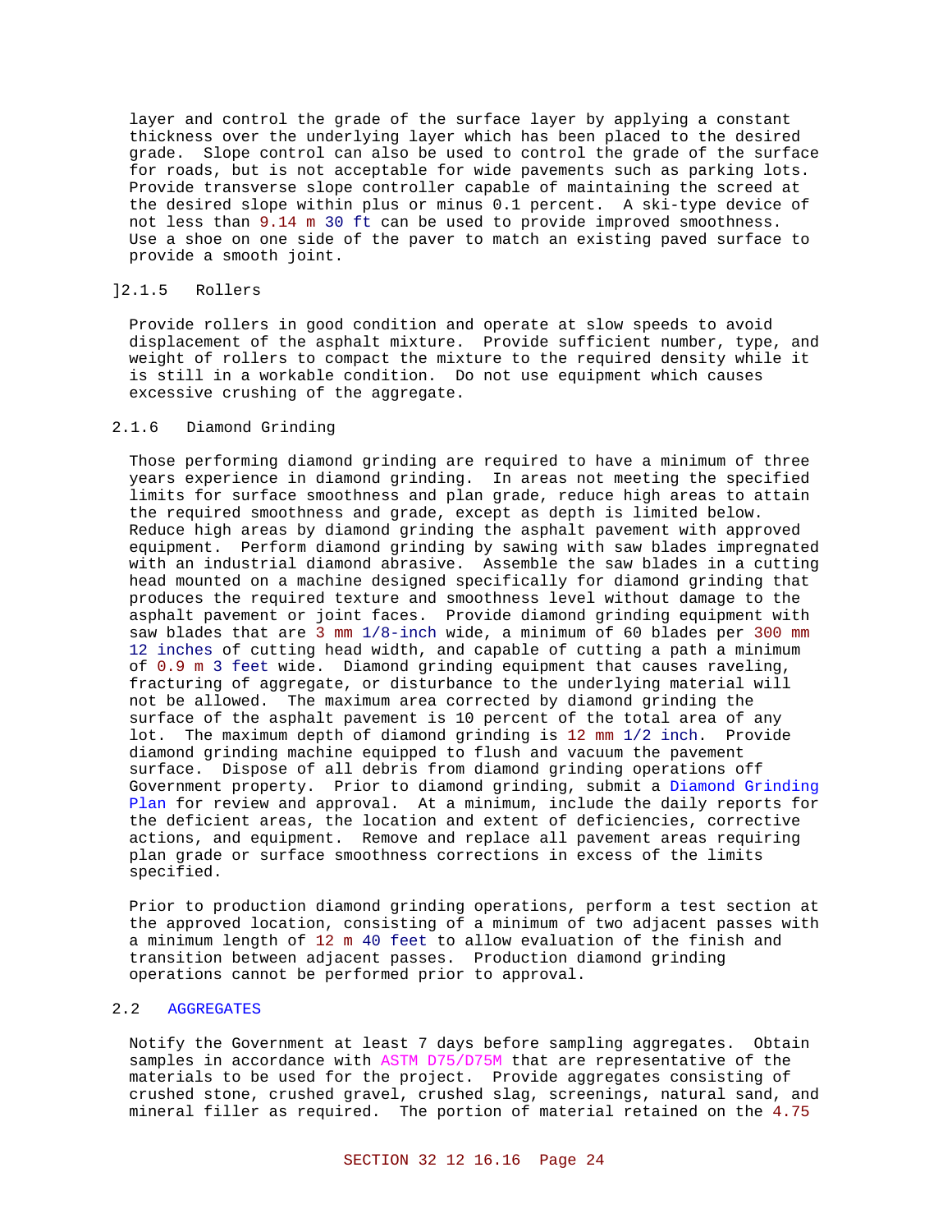layer and control the grade of the surface layer by applying a constant thickness over the underlying layer which has been placed to the desired grade. Slope control can also be used to control the grade of the surface for roads, but is not acceptable for wide pavements such as parking lots. Provide transverse slope controller capable of maintaining the screed at the desired slope within plus or minus 0.1 percent. A ski-type device of not less than 9.14 m 30 ft can be used to provide improved smoothness. Use a shoe on one side of the paver to match an existing paved surface to provide a smooth joint.

### ]2.1.5 Rollers

Provide rollers in good condition and operate at slow speeds to avoid displacement of the asphalt mixture. Provide sufficient number, type, and weight of rollers to compact the mixture to the required density while it is still in a workable condition. Do not use equipment which causes excessive crushing of the aggregate.

### 2.1.6 Diamond Grinding

Those performing diamond grinding are required to have a minimum of three years experience in diamond grinding. In areas not meeting the specified limits for surface smoothness and plan grade, reduce high areas to attain the required smoothness and grade, except as depth is limited below. Reduce high areas by diamond grinding the asphalt pavement with approved equipment. Perform diamond grinding by sawing with saw blades impregnated with an industrial diamond abrasive. Assemble the saw blades in a cutting head mounted on a machine designed specifically for diamond grinding that produces the required texture and smoothness level without damage to the asphalt pavement or joint faces. Provide diamond grinding equipment with saw blades that are 3 mm 1/8-inch wide, a minimum of 60 blades per 300 mm 12 inches of cutting head width, and capable of cutting a path a minimum of 0.9 m 3 feet wide. Diamond grinding equipment that causes raveling, fracturing of aggregate, or disturbance to the underlying material will not be allowed. The maximum area corrected by diamond grinding the surface of the asphalt pavement is 10 percent of the total area of any lot. The maximum depth of diamond grinding is 12 mm 1/2 inch. Provide diamond grinding machine equipped to flush and vacuum the pavement surface. Dispose of all debris from diamond grinding operations off Government property. Prior to diamond grinding, submit a Diamond Grinding Plan for review and approval. At a minimum, include the daily reports for the deficient areas, the location and extent of deficiencies, corrective actions, and equipment. Remove and replace all pavement areas requiring plan grade or surface smoothness corrections in excess of the limits specified.

Prior to production diamond grinding operations, perform a test section at the approved location, consisting of a minimum of two adjacent passes with a minimum length of 12 m 40 feet to allow evaluation of the finish and transition between adjacent passes. Production diamond grinding operations cannot be performed prior to approval.

## 2.2 AGGREGATES

Notify the Government at least 7 days before sampling aggregates. Obtain samples in accordance with ASTM D75/D75M that are representative of the materials to be used for the project. Provide aggregates consisting of crushed stone, crushed gravel, crushed slag, screenings, natural sand, and mineral filler as required. The portion of material retained on the 4.75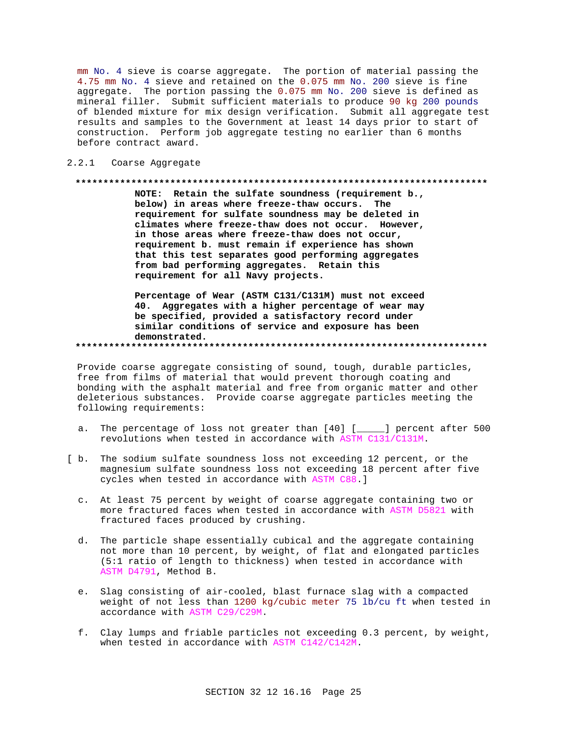mm No. 4 sieve is coarse aggregate. The portion of material passing the 4.75 mm No. 4 sieve and retained on the 0.075 mm No. 200 sieve is fine aggregate. The portion passing the 0.075 mm No. 200 sieve is defined as mineral filler. Submit sufficient materials to produce 90 kg 200 pounds of blended mixture for mix design verification. Submit all aggregate test results and samples to the Government at least 14 days prior to start of construction. Perform job aggregate testing no earlier than 6 months before contract award.

### 2.2.1 Coarse Aggregate

**NOTE: Retain the sulfate soundness (requirement b., below) in areas where freeze-thaw occurs. The requirement for sulfate soundness may be deleted in climates where freeze-thaw does not occur. However, in those areas where freeze-thaw does not occur, requirement b. must remain if experience has shown that this test separates good performing aggregates from bad performing aggregates. Retain this requirement for all Navy projects.**

**Percentage of Wear (ASTM C131/C131M) must not exceed 40. Aggregates with a higher percentage of wear may be specified, provided a satisfactory record under similar conditions of service and exposure has been demonstrated.**

Provide coarse aggregate consisting of sound, tough, durable particles, free from films of material that would prevent thorough coating and bonding with the asphalt material and free from organic matter and other deleterious substances. Provide coarse aggregate particles meeting the following requirements:

a. The percentage of loss not greater than [40] [_____] percent after 500 revolutions when tested in accordance with ASTM C131/C131M.

[ b. The sodium sulfate soundness loss not exceeding 12 percent, or the magnesium sulfate soundness loss not exceeding 18 percent after five cycles when tested in accordance with ASTM C88.]

c. At least 75 percent by weight of coarse aggregate containing two or more fractured faces when tested in accordance with ASTM D5821 with fractured faces produced by crushing.

d. The particle shape essentially cubical and the aggregate containing not more than 10 percent, by weight, of flat and elongated particles (5:1 ratio of length to thickness) when tested in accordance with ASTM D4791, Method B.

e. Slag consisting of air-cooled, blast furnace slag with a compacted weight of not less than 1200 kg/cubic meter 75 lb/cu ft when tested in accordance with ASTM C29/C29M.

f. Clay lumps and friable particles not exceeding 0.3 percent, by weight, when tested in accordance with ASTM C142/C142M.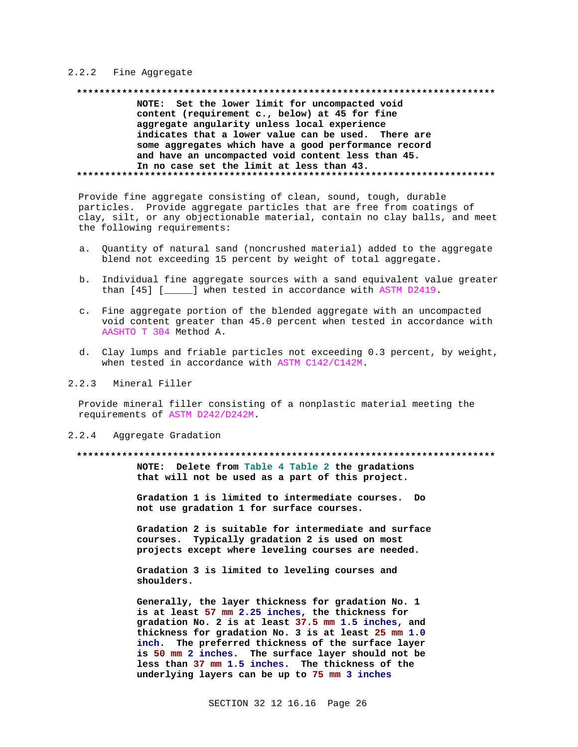### 2.2.2 Fine Aggregate

**************************************************************************

**NOTE: Set the lower limit for uncompacted void content (requirement c., below) at 45 for fine aggregate angularity unless local experience indicates that a lower value can be used. There are some aggregates which have a good performance record and have an uncompacted void content less than 45. In no case set the limit at less than 43.**

**************************************************************************

Provide fine aggregate consisting of clean, sound, tough, durable particles. Provide aggregate particles that are free from coatings of clay, silt, or any objectionable material, contain no clay balls, and meet the following requirements:

a. Quantity of natural sand (noncrushed material) added to the aggregate blend not exceeding 15 percent by weight of total aggregate.

b. Individual fine aggregate sources with a sand equivalent value greater than [45] [_____] when tested in accordance with ASTM D2419.

c. Fine aggregate portion of the blended aggregate with an uncompacted void content greater than 45.0 percent when tested in accordance with AASHTO T 304 Method A.

d. Clay lumps and friable particles not exceeding 0.3 percent, by weight, when tested in accordance with ASTM C142/C142M.

### 2.2.3 Mineral Filler

Provide mineral filler consisting of a nonplastic material meeting the requirements of ASTM D242/D242M.

### 2.2.4 Aggregate Gradation

**************************************************************************

**NOTE: Delete from Table 4 Table 2 the gradations that will not be used as a part of this project.**

**Gradation 1 is limited to intermediate courses. Do not use gradation 1 for surface courses.**

**Gradation 2 is suitable for intermediate and surface courses. Typically gradation 2 is used on most projects except where leveling courses are needed.**

**Gradation 3 is limited to leveling courses and shoulders.**

**Generally, the layer thickness for gradation No. 1 is at least 57 mm 2.25 inches, the thickness for gradation No. 2 is at least 37.5 mm 1.5 inches, and thickness for gradation No. 3 is at least 25 mm 1.0 inch. The preferred thickness of the surface layer is 50 mm 2 inches. The surface layer should not be less than 37 mm 1.5 inches. The thickness of the underlying layers can be up to 75 mm 3 inches**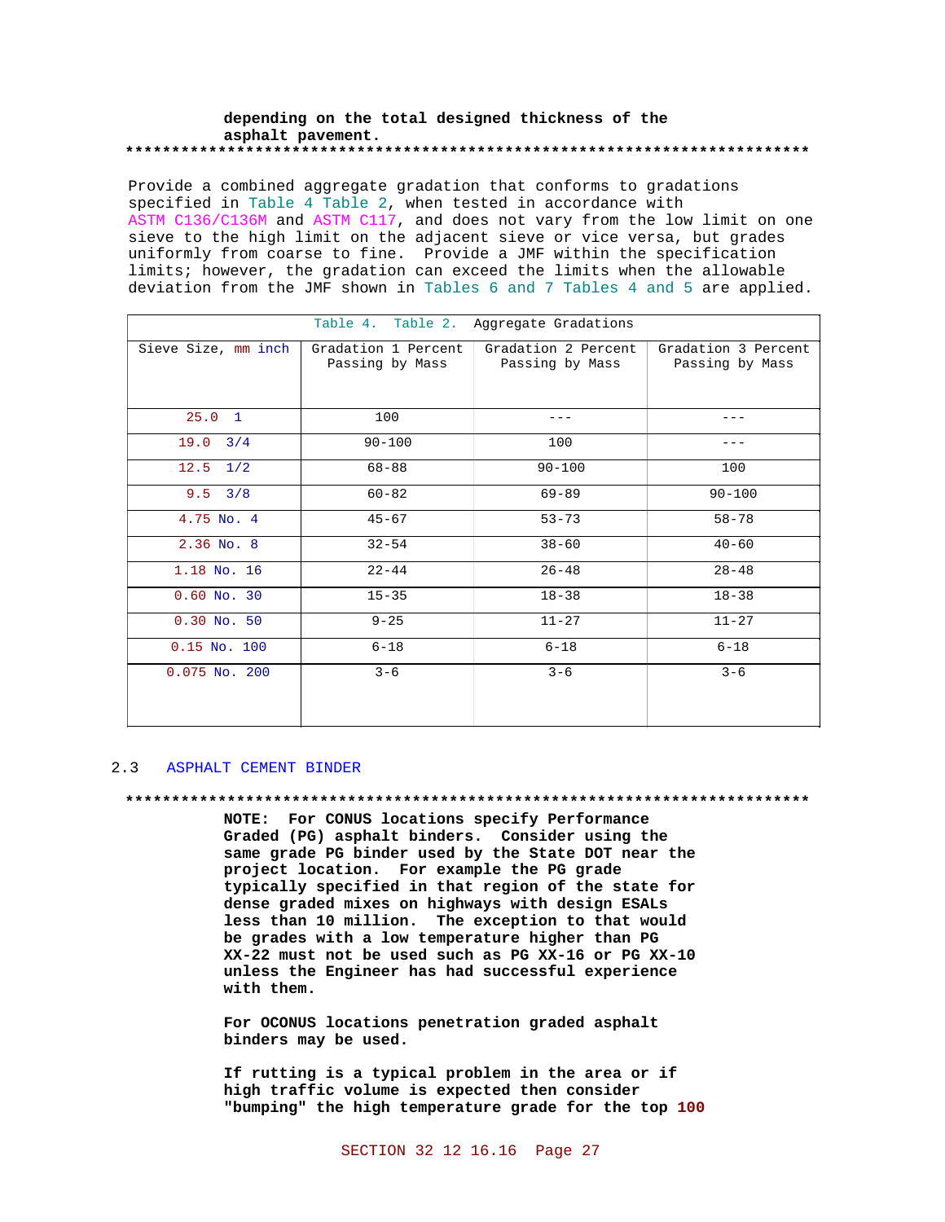**depending on the total designed thickness of the asphalt pavement.**

**************************************************************************

Provide a combined aggregate gradation that conforms to gradations specified in Table 4 Table 2, when tested in accordance with ASTM C136/C136M and ASTM C117, and does not vary from the low limit on one sieve to the high limit on the adjacent sieve or vice versa, but grades uniformly from coarse to fine. Provide a JMF within the specification limits; however, the gradation can exceed the limits when the allowable deviation from the JMF shown in Tables 6 and 7 Tables 4 and 5 are applied.

Table 4. Table 2. Aggregate Gradations

| Sieve Size, mm inch | Gradation 1 Percent Passing by Mass | Gradation 2 Percent Passing by Mass | Gradation 3 Percent Passing by Mass |
|---|---|---|---|
| 25.0 1 | 100 | --- | --- |
| 19.0 3/4 | 90-100 | 100 | --- |
| 12.5 1/2 | 68-88 | 90-100 | 100 |
| 9.5 3/8 | 60-82 | 69-89 | 90-100 |
| 4.75 No. 4 | 45-67 | 53-73 | 58-78 |
| 2.36 No. 8 | 32-54 | 38-60 | 40-60 |
| 1.18 No. 16 | 22-44 | 26-48 | 28-48 |
| 0.60 No. 30 | 15-35 | 18-38 | 18-38 |
| 0.30 No. 50 | 9-25 | 11-27 | 11-27 |
| 0.15 No. 100 | 6-18 | 6-18 | 6-18 |
| 0.075 No. 200 | 3-6 | 3-6 | 3-6 |

## 2.3 ASPHALT CEMENT BINDER

**************************************************************************

**NOTE: For CONUS locations specify Performance Graded (PG) asphalt binders. Consider using the same grade PG binder used by the State DOT near the project location. For example the PG grade typically specified in that region of the state for dense graded mixes on highways with design ESALs less than 10 million. The exception to that would be grades with a low temperature higher than PG XX-22 must not be used such as PG XX-16 or PG XX-10 unless the Engineer has had successful experience with them.**

**For OCONUS locations penetration graded asphalt binders may be used.**

**If rutting is a typical problem in the area or if high traffic volume is expected then consider "bumping" the high temperature grade for the top 100**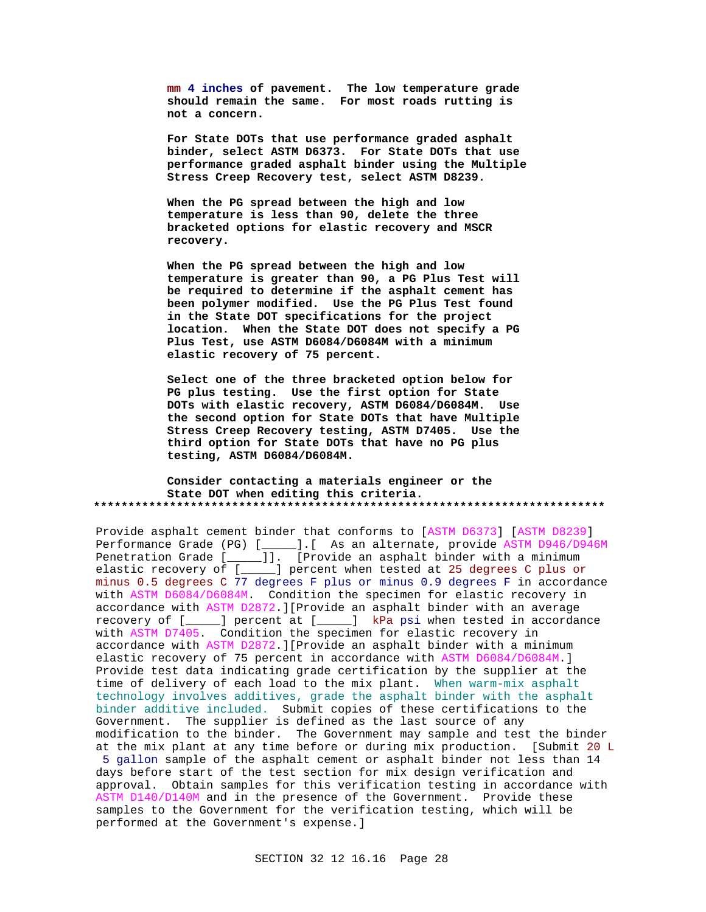**mm 4 inches of pavement. The low temperature grade should remain the same. For most roads rutting is not a concern.**

**For State DOTs that use performance graded asphalt binder, select ASTM D6373. For State DOTs that use performance graded asphalt binder using the Multiple Stress Creep Recovery test, select ASTM D8239.**

**When the PG spread between the high and low temperature is less than 90, delete the three bracketed options for elastic recovery and MSCR recovery.**

**When the PG spread between the high and low temperature is greater than 90, a PG Plus Test will be required to determine if the asphalt cement has been polymer modified. Use the PG Plus Test found in the State DOT specifications for the project location. When the State DOT does not specify a PG Plus Test, use ASTM D6084/D6084M with a minimum elastic recovery of 75 percent.**

**Select one of the three bracketed option below for PG plus testing. Use the first option for State DOTs with elastic recovery, ASTM D6084/D6084M. Use the second option for State DOTs that have Multiple Stress Creep Recovery testing, ASTM D7405. Use the third option for State DOTs that have no PG plus testing, ASTM D6084/D6084M.**

**Consider contacting a materials engineer or the State DOT when editing this criteria.**

**************************************************************************

Provide asphalt cement binder that conforms to [ASTM D6373] [ASTM D8239] Performance Grade (PG) [_____].[ As an alternate, provide ASTM D946/D946M Penetration Grade [_____]]. [Provide an asphalt binder with a minimum elastic recovery of [_____] percent when tested at 25 degrees C plus or minus 0.5 degrees C 77 degrees F plus or minus 0.9 degrees F in accordance with ASTM D6084/D6084M. Condition the specimen for elastic recovery in accordance with ASTM D2872.][Provide an asphalt binder with an average recovery of [_____] percent at [_____] kPa psi when tested in accordance with ASTM D7405. Condition the specimen for elastic recovery in accordance with ASTM D2872.][Provide an asphalt binder with a minimum elastic recovery of 75 percent in accordance with ASTM D6084/D6084M.] Provide test data indicating grade certification by the supplier at the time of delivery of each load to the mix plant. When warm-mix asphalt technology involves additives, grade the asphalt binder with the asphalt binder additive included. Submit copies of these certifications to the Government. The supplier is defined as the last source of any modification to the binder. The Government may sample and test the binder at the mix plant at any time before or during mix production. [Submit 20 L 5 gallon sample of the asphalt cement or asphalt binder not less than 14 days before start of the test section for mix design verification and approval. Obtain samples for this verification testing in accordance with ASTM D140/D140M and in the presence of the Government. Provide these samples to the Government for the verification testing, which will be performed at the Government's expense.]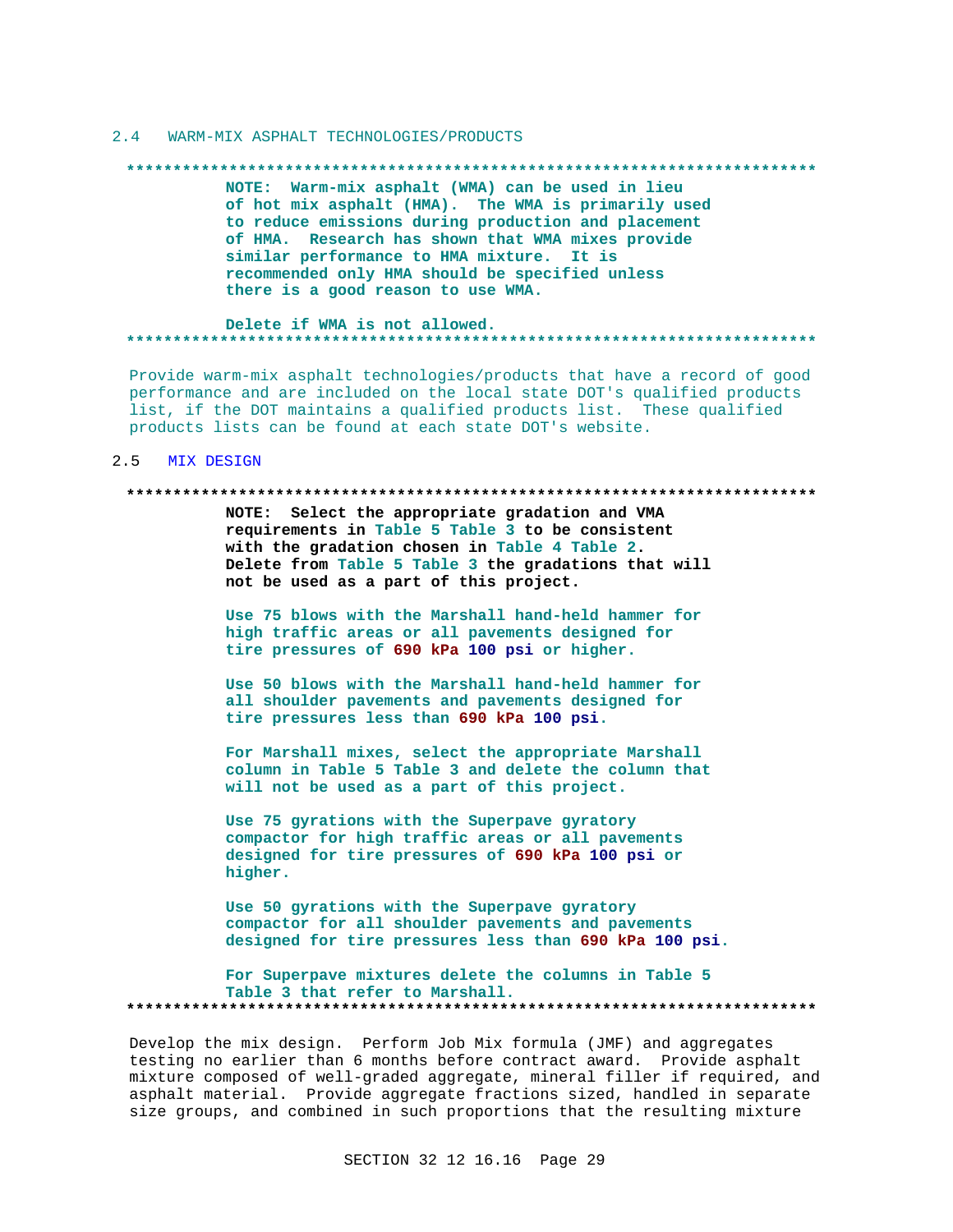## 2.4 WARM-MIX ASPHALT TECHNOLOGIES/PRODUCTS

**************************************************************************

**NOTE: Warm-mix asphalt (WMA) can be used in lieu of hot mix asphalt (HMA). The WMA is primarily used to reduce emissions during production and placement of HMA. Research has shown that WMA mixes provide similar performance to HMA mixture. It is recommended only HMA should be specified unless there is a good reason to use WMA.**

**Delete if WMA is not allowed.**

**************************************************************************

Provide warm-mix asphalt technologies/products that have a record of good performance and are included on the local state DOT's qualified products list, if the DOT maintains a qualified products list. These qualified products lists can be found at each state DOT's website.

## 2.5 MIX DESIGN

**************************************************************************

**NOTE: Select the appropriate gradation and VMA requirements in Table 5 Table 3 to be consistent with the gradation chosen in Table 4 Table 2. Delete from Table 5 Table 3 the gradations that will not be used as a part of this project.**

**Use 75 blows with the Marshall hand-held hammer for high traffic areas or all pavements designed for tire pressures of 690 kPa 100 psi or higher.**

**Use 50 blows with the Marshall hand-held hammer for all shoulder pavements and pavements designed for tire pressures less than 690 kPa 100 psi.**

**For Marshall mixes, select the appropriate Marshall column in Table 5 Table 3 and delete the column that will not be used as a part of this project.**

**Use 75 gyrations with the Superpave gyratory compactor for high traffic areas or all pavements designed for tire pressures of 690 kPa 100 psi or higher.**

**Use 50 gyrations with the Superpave gyratory compactor for all shoulder pavements and pavements designed for tire pressures less than 690 kPa 100 psi.**

**For Superpave mixtures delete the columns in Table 5 Table 3 that refer to Marshall.**

**************************************************************************

Develop the mix design. Perform Job Mix formula (JMF) and aggregates testing no earlier than 6 months before contract award. Provide asphalt mixture composed of well-graded aggregate, mineral filler if required, and asphalt material. Provide aggregate fractions sized, handled in separate size groups, and combined in such proportions that the resulting mixture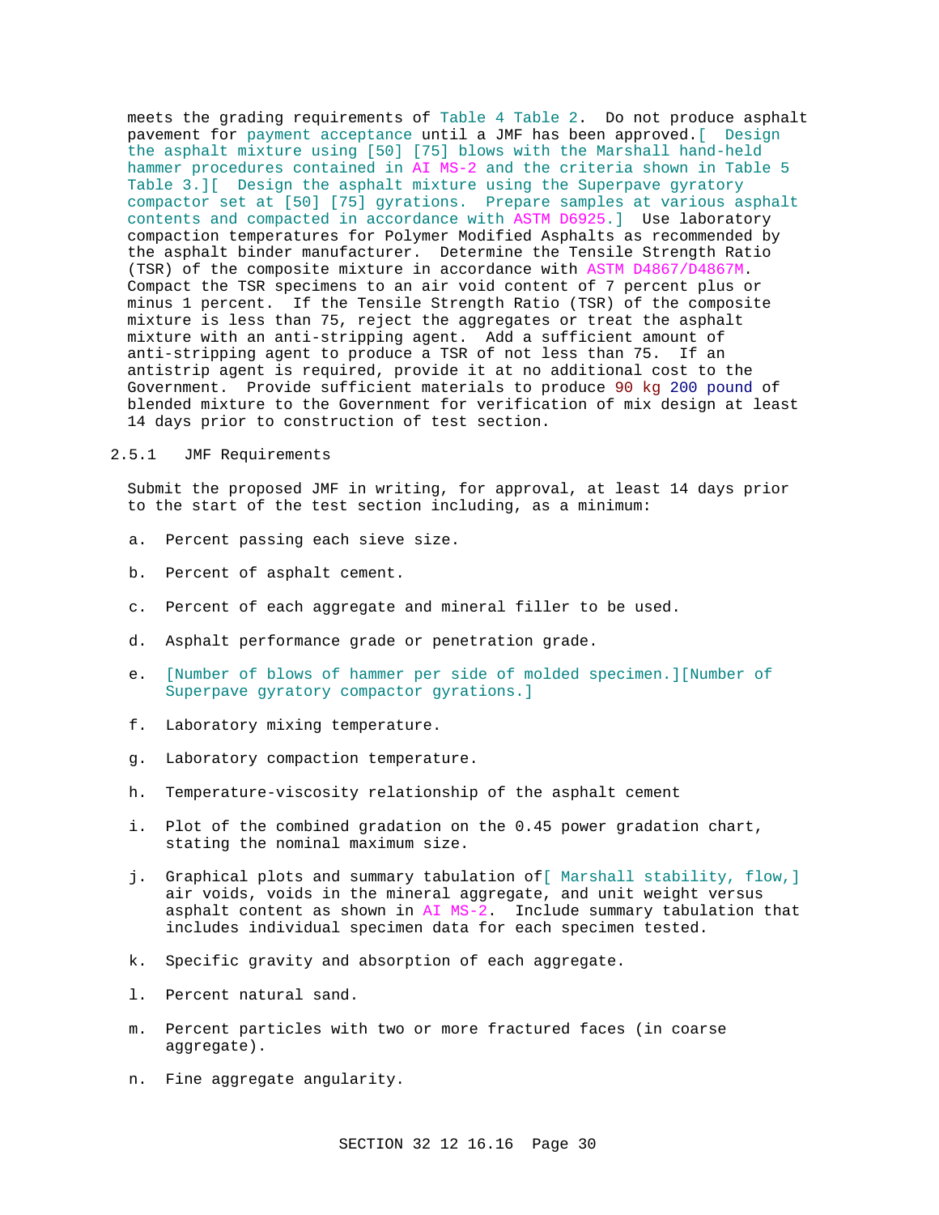meets the grading requirements of Table 4 Table 2. Do not produce asphalt pavement for payment acceptance until a JMF has been approved.[ Design the asphalt mixture using [50] [75] blows with the Marshall hand-held hammer procedures contained in AI MS-2 and the criteria shown in Table 5 Table 3.][ Design the asphalt mixture using the Superpave gyratory compactor set at [50] [75] gyrations. Prepare samples at various asphalt contents and compacted in accordance with ASTM D6925.] Use laboratory compaction temperatures for Polymer Modified Asphalts as recommended by the asphalt binder manufacturer. Determine the Tensile Strength Ratio (TSR) of the composite mixture in accordance with ASTM D4867/D4867M. Compact the TSR specimens to an air void content of 7 percent plus or minus 1 percent. If the Tensile Strength Ratio (TSR) of the composite mixture is less than 75, reject the aggregates or treat the asphalt mixture with an anti-stripping agent. Add a sufficient amount of anti-stripping agent to produce a TSR of not less than 75. If an antistrip agent is required, provide it at no additional cost to the Government. Provide sufficient materials to produce 90 kg 200 pound of blended mixture to the Government for verification of mix design at least 14 days prior to construction of test section.

### 2.5.1 JMF Requirements

Submit the proposed JMF in writing, for approval, at least 14 days prior to the start of the test section including, as a minimum:

a. Percent passing each sieve size.

b. Percent of asphalt cement.

c. Percent of each aggregate and mineral filler to be used.

d. Asphalt performance grade or penetration grade.

e. [Number of blows of hammer per side of molded specimen.][Number of Superpave gyratory compactor gyrations.]

f. Laboratory mixing temperature.

g. Laboratory compaction temperature.

h. Temperature-viscosity relationship of the asphalt cement

i. Plot of the combined gradation on the 0.45 power gradation chart, stating the nominal maximum size.

j. Graphical plots and summary tabulation of[ Marshall stability, flow,] air voids, voids in the mineral aggregate, and unit weight versus asphalt content as shown in AI MS-2. Include summary tabulation that includes individual specimen data for each specimen tested.

k. Specific gravity and absorption of each aggregate.

l. Percent natural sand.

m. Percent particles with two or more fractured faces (in coarse aggregate).

n. Fine aggregate angularity.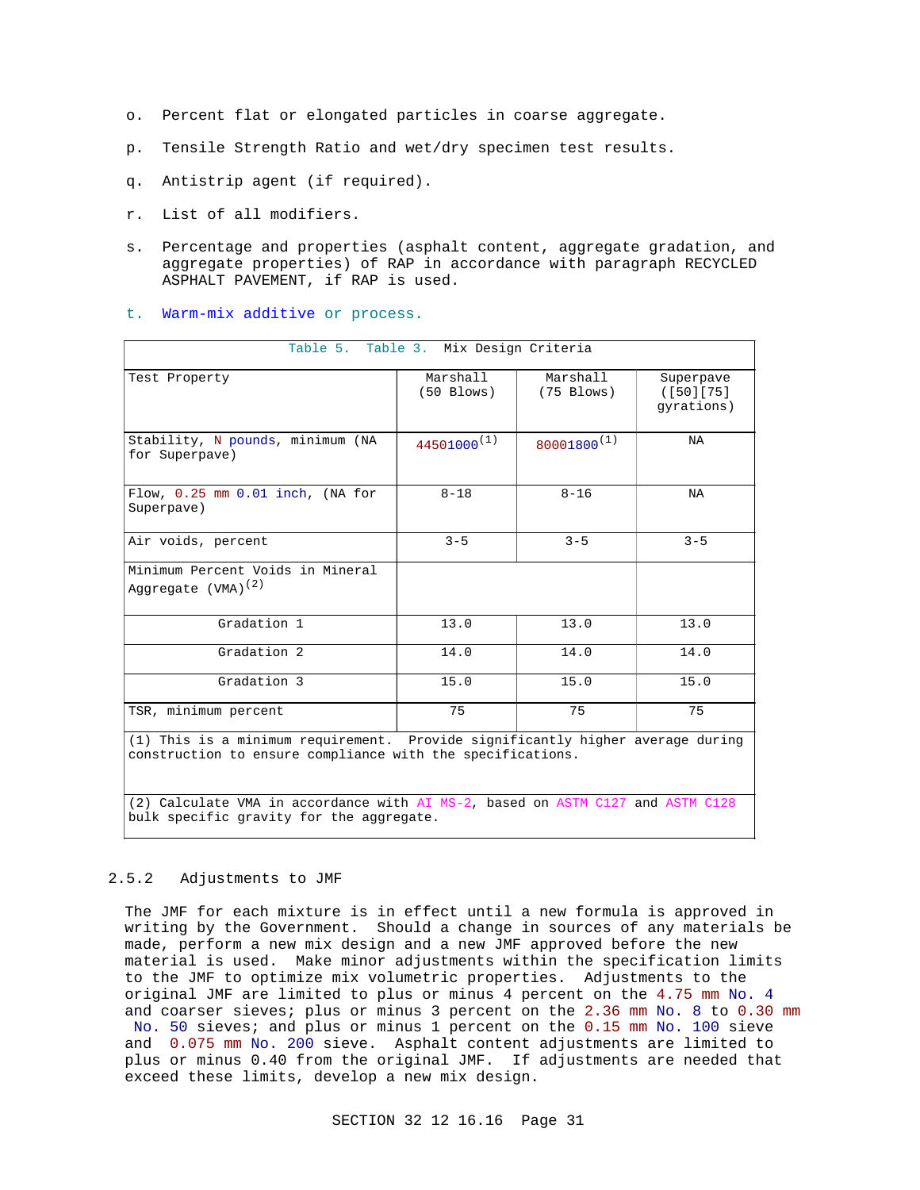o. Percent flat or elongated particles in coarse aggregate.

p. Tensile Strength Ratio and wet/dry specimen test results.

q. Antistrip agent (if required).

r. List of all modifiers.

s. Percentage and properties (asphalt content, aggregate gradation, and aggregate properties) of RAP in accordance with paragraph RECYCLED ASPHALT PAVEMENT, if RAP is used.

t. Warm-mix additive or process.

| Table 5. Table 3. Mix Design Criteria | | | |
|---|---|---|---|
| Test Property | Marshall (50 Blows) | Marshall (75 Blows) | Superpave ([50][75] gyrations) |
| Stability, N pounds, minimum (NA for Superpave) | 44501000 (1) | 80001800 (1) | NA |
| Flow, 0.25 mm 0.01 inch, (NA for Superpave) | 8-18 | 8-16 | NA |
| Air voids, percent | 3-5 | 3-5 | 3-5 |
| Minimum Percent Voids in Mineral Aggregate (VMA) (2) | | | |
| Gradation 1 | 13.0 | 13.0 | 13.0 |
| Gradation 2 | 14.0 | 14.0 | 14.0 |
| Gradation 3 | 15.0 | 15.0 | 15.0 |
| TSR, minimum percent | 75 | 75 | 75 |

(1) This is a minimum requirement. Provide significantly higher average during construction to ensure compliance with the specifications.

(2) Calculate VMA in accordance with AI MS-2, based on ASTM C127 and ASTM C128 bulk specific gravity for the aggregate.

### 2.5.2 Adjustments to JMF

The JMF for each mixture is in effect until a new formula is approved in writing by the Government. Should a change in sources of any materials be made, perform a new mix design and a new JMF approved before the new material is used. Make minor adjustments within the specification limits to the JMF to optimize mix volumetric properties. Adjustments to the original JMF are limited to plus or minus 4 percent on the 4.75 mm No. 4 and coarser sieves; plus or minus 3 percent on the 2.36 mm No. 8 to 0.30 mm No. 50 sieves; and plus or minus 1 percent on the 0.15 mm No. 100 sieve and 0.075 mm No. 200 sieve. Asphalt content adjustments are limited to plus or minus 0.40 from the original JMF. If adjustments are needed that exceed these limits, develop a new mix design.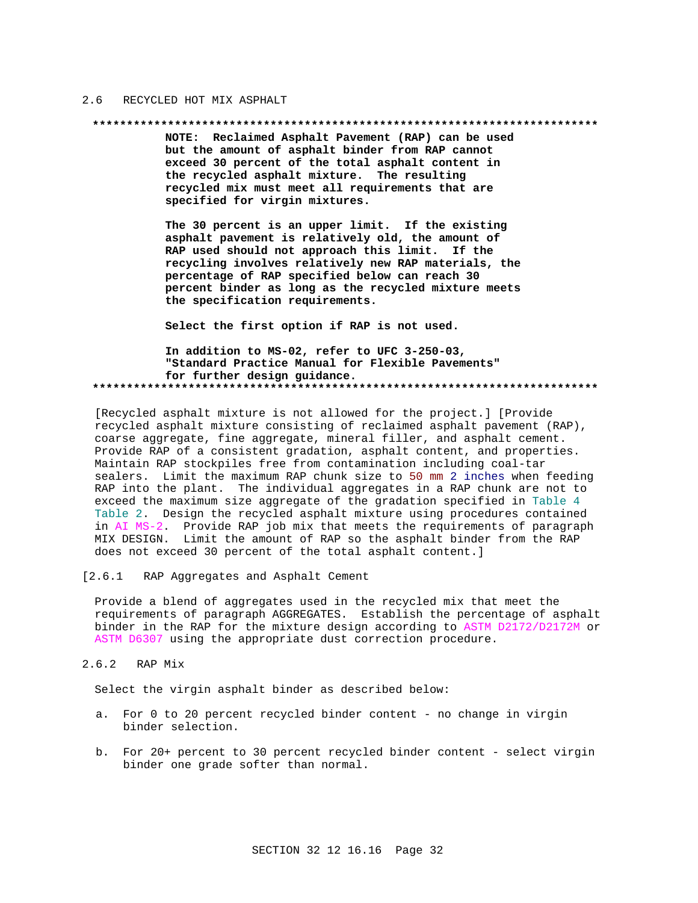## 2.6 RECYCLED HOT MIX ASPHALT

**************************************************************************
**NOTE: Reclaimed Asphalt Pavement (RAP) can be used but the amount of asphalt binder from RAP cannot exceed 30 percent of the total asphalt content in the recycled asphalt mixture. The resulting recycled mix must meet all requirements that are specified for virgin mixtures.**

**The 30 percent is an upper limit. If the existing asphalt pavement is relatively old, the amount of RAP used should not approach this limit. If the recycling involves relatively new RAP materials, the percentage of RAP specified below can reach 30 percent binder as long as the recycled mixture meets the specification requirements.**

**Select the first option if RAP is not used.**

**In addition to MS-02, refer to UFC 3-250-03, "Standard Practice Manual for Flexible Pavements" for further design guidance.**
**************************************************************************

[Recycled asphalt mixture is not allowed for the project.] [Provide recycled asphalt mixture consisting of reclaimed asphalt pavement (RAP), coarse aggregate, fine aggregate, mineral filler, and asphalt cement. Provide RAP of a consistent gradation, asphalt content, and properties. Maintain RAP stockpiles free from contamination including coal-tar sealers. Limit the maximum RAP chunk size to 50 mm 2 inches when feeding RAP into the plant. The individual aggregates in a RAP chunk are not to exceed the maximum size aggregate of the gradation specified in Table 4 Table 2. Design the recycled asphalt mixture using procedures contained in AI MS-2. Provide RAP job mix that meets the requirements of paragraph MIX DESIGN. Limit the amount of RAP so the asphalt binder from the RAP does not exceed 30 percent of the total asphalt content.]

### [2.6.1 RAP Aggregates and Asphalt Cement

Provide a blend of aggregates used in the recycled mix that meet the requirements of paragraph AGGREGATES. Establish the percentage of asphalt binder in the RAP for the mixture design according to ASTM D2172/D2172M or ASTM D6307 using the appropriate dust correction procedure.

### 2.6.2 RAP Mix

Select the virgin asphalt binder as described below:

a. For 0 to 20 percent recycled binder content - no change in virgin binder selection.

b. For 20+ percent to 30 percent recycled binder content - select virgin binder one grade softer than normal.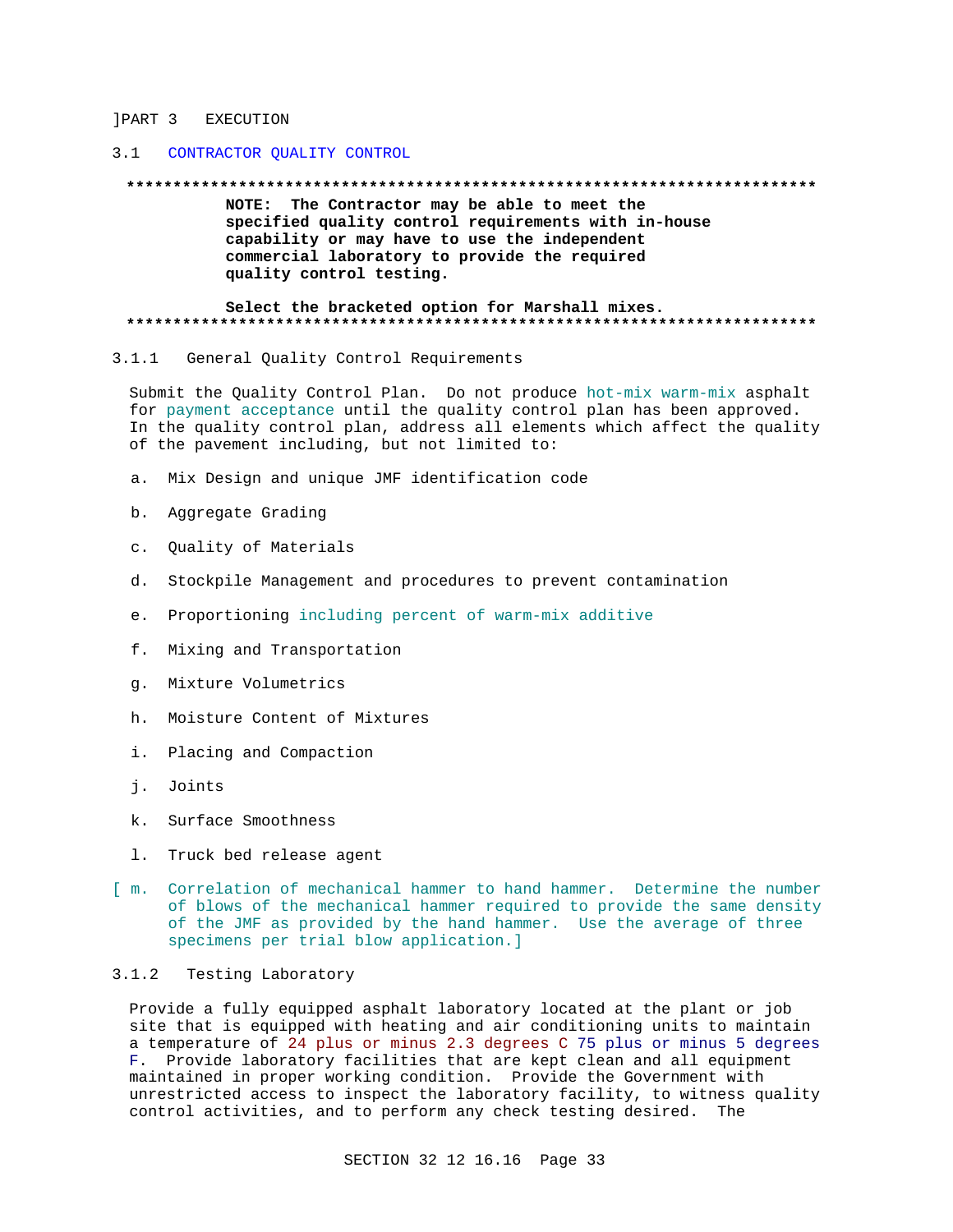]PART 3 EXECUTION

## 3.1 CONTRACTOR QUALITY CONTROL

**************************************************************************

**NOTE: The Contractor may be able to meet the specified quality control requirements with in-house capability or may have to use the independent commercial laboratory to provide the required quality control testing.**

**Select the bracketed option for Marshall mixes.**

**************************************************************************

### 3.1.1 General Quality Control Requirements

Submit the Quality Control Plan. Do not produce hot-mix warm-mix asphalt for payment acceptance until the quality control plan has been approved. In the quality control plan, address all elements which affect the quality of the pavement including, but not limited to:

a. Mix Design and unique JMF identification code

b. Aggregate Grading

c. Quality of Materials

d. Stockpile Management and procedures to prevent contamination

e. Proportioning including percent of warm-mix additive

f. Mixing and Transportation

g. Mixture Volumetrics

h. Moisture Content of Mixtures

i. Placing and Compaction

j. Joints

k. Surface Smoothness

l. Truck bed release agent

[ m. Correlation of mechanical hammer to hand hammer. Determine the number of blows of the mechanical hammer required to provide the same density of the JMF as provided by the hand hammer. Use the average of three specimens per trial blow application.]

### 3.1.2 Testing Laboratory

Provide a fully equipped asphalt laboratory located at the plant or job site that is equipped with heating and air conditioning units to maintain a temperature of 24 plus or minus 2.3 degrees C 75 plus or minus 5 degrees F. Provide laboratory facilities that are kept clean and all equipment maintained in proper working condition. Provide the Government with unrestricted access to inspect the laboratory facility, to witness quality control activities, and to perform any check testing desired. The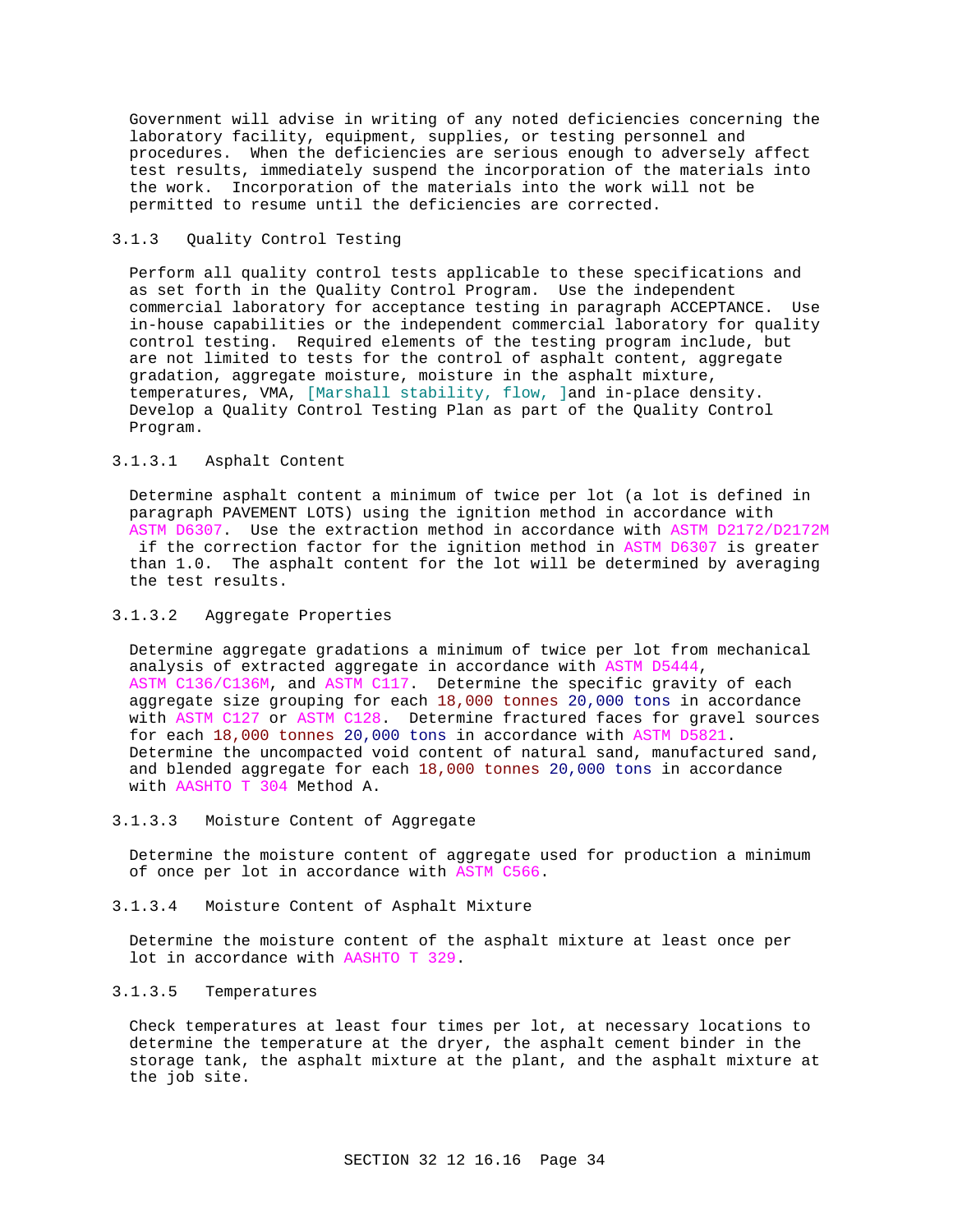Government will advise in writing of any noted deficiencies concerning the laboratory facility, equipment, supplies, or testing personnel and procedures. When the deficiencies are serious enough to adversely affect test results, immediately suspend the incorporation of the materials into the work. Incorporation of the materials into the work will not be permitted to resume until the deficiencies are corrected.

### 3.1.3 Quality Control Testing

Perform all quality control tests applicable to these specifications and as set forth in the Quality Control Program. Use the independent commercial laboratory for acceptance testing in paragraph ACCEPTANCE. Use in-house capabilities or the independent commercial laboratory for quality control testing. Required elements of the testing program include, but are not limited to tests for the control of asphalt content, aggregate gradation, aggregate moisture, moisture in the asphalt mixture, temperatures, VMA, [Marshall stability, flow, ]and in-place density. Develop a Quality Control Testing Plan as part of the Quality Control Program.

#### 3.1.3.1 Asphalt Content

Determine asphalt content a minimum of twice per lot (a lot is defined in paragraph PAVEMENT LOTS) using the ignition method in accordance with ASTM D6307. Use the extraction method in accordance with ASTM D2172/D2172M if the correction factor for the ignition method in ASTM D6307 is greater than 1.0. The asphalt content for the lot will be determined by averaging the test results.

#### 3.1.3.2 Aggregate Properties

Determine aggregate gradations a minimum of twice per lot from mechanical analysis of extracted aggregate in accordance with ASTM D5444, ASTM C136/C136M, and ASTM C117. Determine the specific gravity of each aggregate size grouping for each 18,000 tonnes 20,000 tons in accordance with ASTM C127 or ASTM C128. Determine fractured faces for gravel sources for each 18,000 tonnes 20,000 tons in accordance with ASTM D5821. Determine the uncompacted void content of natural sand, manufactured sand, and blended aggregate for each 18,000 tonnes 20,000 tons in accordance with AASHTO T 304 Method A.

#### 3.1.3.3 Moisture Content of Aggregate

Determine the moisture content of aggregate used for production a minimum of once per lot in accordance with ASTM C566.

#### 3.1.3.4 Moisture Content of Asphalt Mixture

Determine the moisture content of the asphalt mixture at least once per lot in accordance with AASHTO T 329.

#### 3.1.3.5 Temperatures

Check temperatures at least four times per lot, at necessary locations to determine the temperature at the dryer, the asphalt cement binder in the storage tank, the asphalt mixture at the plant, and the asphalt mixture at the job site.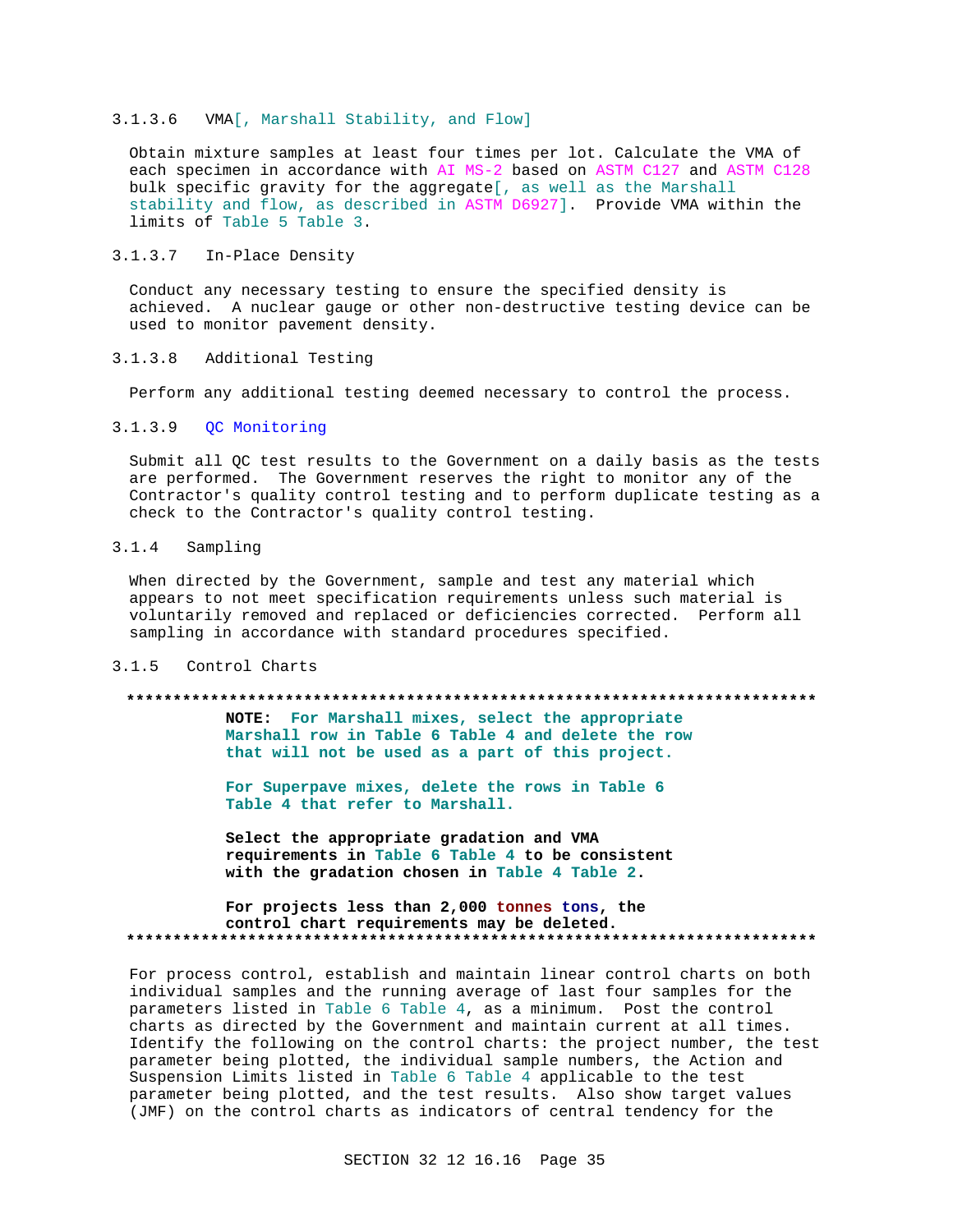#### 3.1.3.6 VMA[, Marshall Stability, and Flow]

Obtain mixture samples at least four times per lot. Calculate the VMA of each specimen in accordance with AI MS-2 based on ASTM C127 and ASTM C128 bulk specific gravity for the aggregate[, as well as the Marshall stability and flow, as described in ASTM D6927]. Provide VMA within the limits of Table 5 Table 3.

#### 3.1.3.7 In-Place Density

Conduct any necessary testing to ensure the specified density is achieved. A nuclear gauge or other non-destructive testing device can be used to monitor pavement density.

#### 3.1.3.8 Additional Testing

Perform any additional testing deemed necessary to control the process.

#### 3.1.3.9 QC Monitoring

Submit all QC test results to the Government on a daily basis as the tests are performed. The Government reserves the right to monitor any of the Contractor's quality control testing and to perform duplicate testing as a check to the Contractor's quality control testing.

### 3.1.4 Sampling

When directed by the Government, sample and test any material which appears to not meet specification requirements unless such material is voluntarily removed and replaced or deficiencies corrected. Perform all sampling in accordance with standard procedures specified.

### 3.1.5 Control Charts

**************************************************************************

**NOTE: For Marshall mixes, select the appropriate Marshall row in Table 6 Table 4 and delete the row that will not be used as a part of this project.**

**For Superpave mixes, delete the rows in Table 6 Table 4 that refer to Marshall.**

**Select the appropriate gradation and VMA requirements in Table 6 Table 4 to be consistent with the gradation chosen in Table 4 Table 2.**

**For projects less than 2,000 tonnes tons, the control chart requirements may be deleted.**

**************************************************************************

For process control, establish and maintain linear control charts on both individual samples and the running average of last four samples for the parameters listed in Table 6 Table 4, as a minimum. Post the control charts as directed by the Government and maintain current at all times. Identify the following on the control charts: the project number, the test parameter being plotted, the individual sample numbers, the Action and Suspension Limits listed in Table 6 Table 4 applicable to the test parameter being plotted, and the test results. Also show target values (JMF) on the control charts as indicators of central tendency for the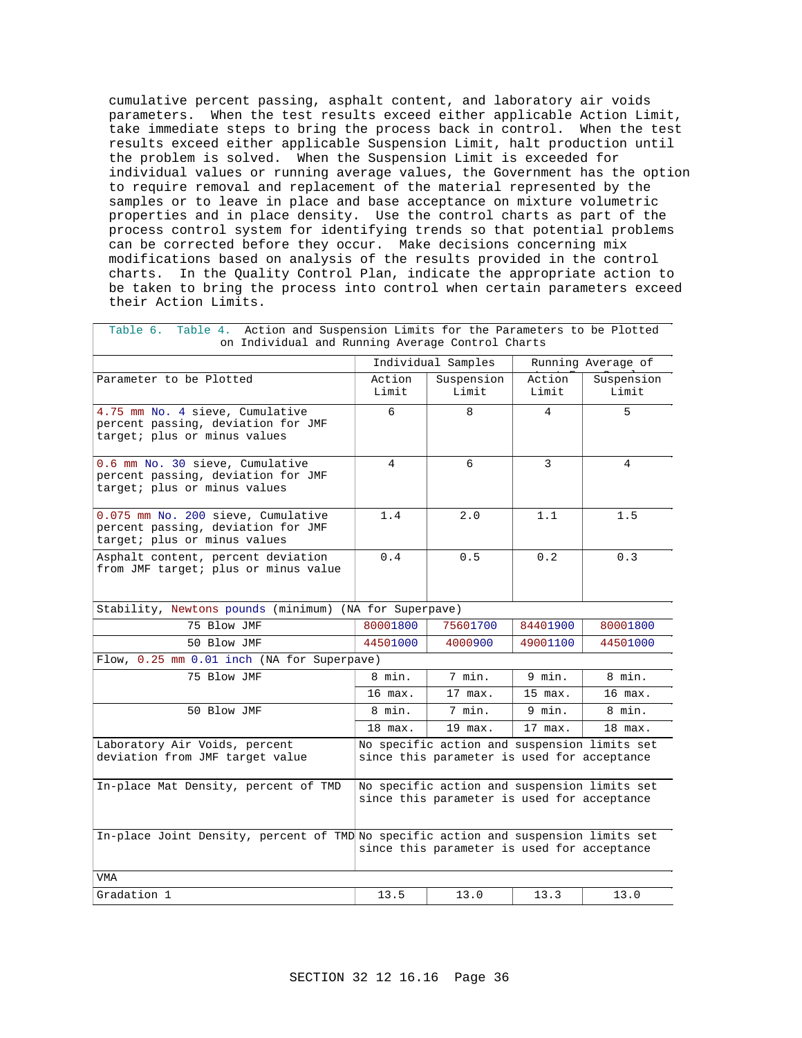cumulative percent passing, asphalt content, and laboratory air voids parameters. When the test results exceed either applicable Action Limit, take immediate steps to bring the process back in control. When the test results exceed either applicable Suspension Limit, halt production until the problem is solved. When the Suspension Limit is exceeded for individual values or running average values, the Government has the option to require removal and replacement of the material represented by the samples or to leave in place and base acceptance on mixture volumetric properties and in place density. Use the control charts as part of the process control system for identifying trends so that potential problems can be corrected before they occur. Make decisions concerning mix modifications based on analysis of the results provided in the control charts. In the Quality Control Plan, indicate the appropriate action to be taken to bring the process into control when certain parameters exceed their Action Limits.

Table 6. Table 4. Action and Suspension Limits for the Parameters to be Plotted on Individual and Running Average Control Charts

| | Individual Samples | | Running Average of Last Four Samples | |
|---|---|---|---|---|
| Parameter to be Plotted | Action Limit | Suspension Limit | Action Limit | Suspension Limit |
| 4.75 mm No. 4 sieve, Cumulative percent passing, deviation for JMF target; plus or minus values | 6 | 8 | 4 | 5 |
| 0.6 mm No. 30 sieve, Cumulative percent passing, deviation for JMF target; plus or minus values | 4 | 6 | 3 | 4 |
| 0.075 mm No. 200 sieve, Cumulative percent passing, deviation for JMF target; plus or minus values | 1.4 | 2.0 | 1.1 | 1.5 |
| Asphalt content, percent deviation from JMF target; plus or minus value | 0.4 | 0.5 | 0.2 | 0.3 |
| Stability, Newtons pounds (minimum) (NA for Superpave) | | | | |
| 75 Blow JMF | 80001800 | 75601700 | 84401900 | 80001800 |
| 50 Blow JMF | 44501000 | 4000900 | 49001100 | 44501000 |
| Flow, 0.25 mm 0.01 inch (NA for Superpave) | | | | |
| 75 Blow JMF | 8 min. | 7 min. | 9 min. | 8 min. |
| | 16 max. | 17 max. | 15 max. | 16 max. |
| 50 Blow JMF | 8 min. | 7 min. | 9 min. | 8 min. |
| | 18 max. | 19 max. | 17 max. | 18 max. |
| Laboratory Air Voids, percent deviation from JMF target value | No specific action and suspension limits set since this parameter is used for acceptance | | | |
| In-place Mat Density, percent of TMD | No specific action and suspension limits set since this parameter is used for acceptance | | | |
| In-place Joint Density, percent of TMD | No specific action and suspension limits set since this parameter is used for acceptance | | | |
| VMA | | | | |
| Gradation 1 | 13.5 | 13.0 | 13.3 | 13.0 |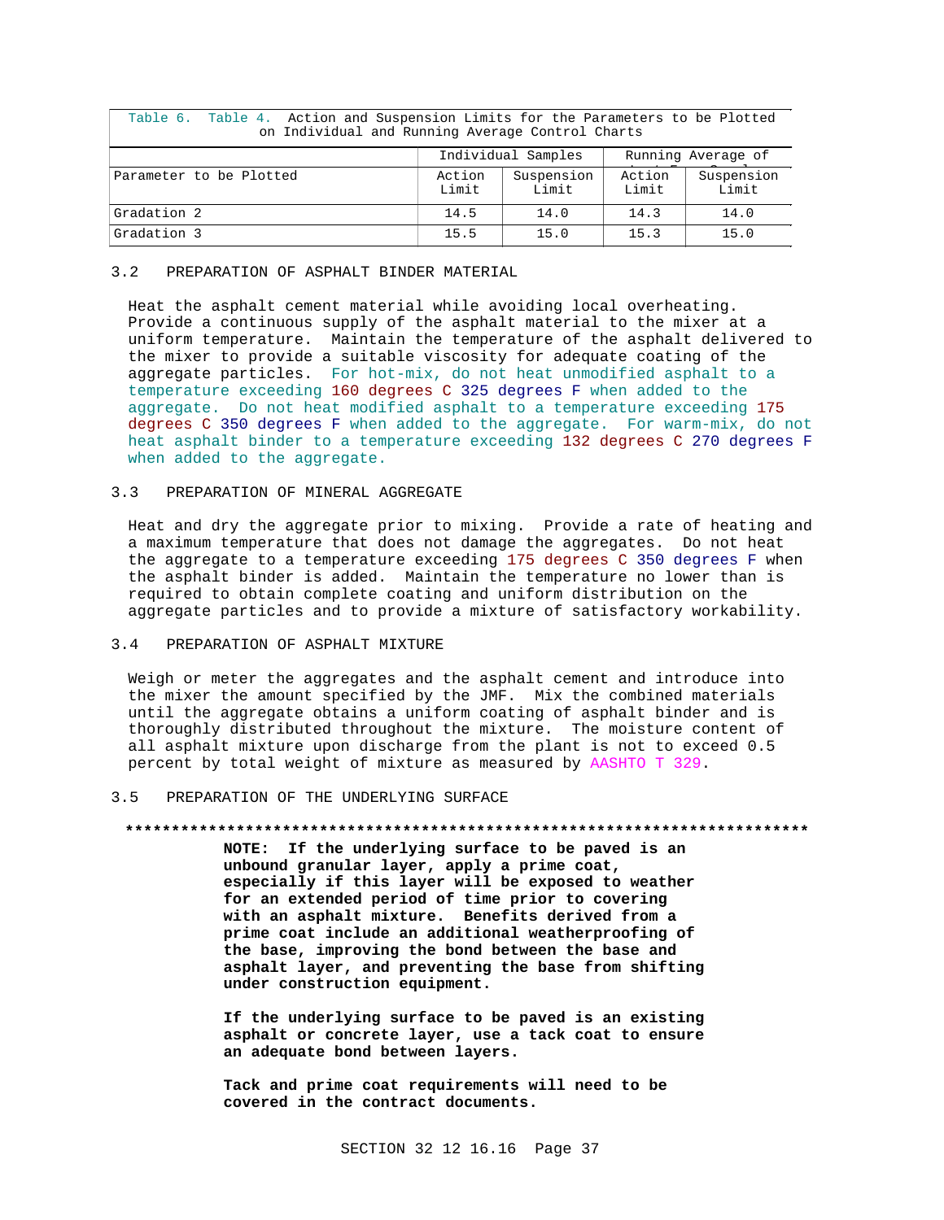Table 6. Table 4. Action and Suspension Limits for the Parameters to be Plotted on Individual and Running Average Control Charts

| | Individual Samples | | Running Average of Last Four Samples | |
|---|---|---|---|---|
| Parameter to be Plotted | Action Limit | Suspension Limit | Action Limit | Suspension Limit |
| Gradation 2 | 14.5 | 14.0 | 14.3 | 14.0 |
| Gradation 3 | 15.5 | 15.0 | 15.3 | 15.0 |

## 3.2 PREPARATION OF ASPHALT BINDER MATERIAL

Heat the asphalt cement material while avoiding local overheating. Provide a continuous supply of the asphalt material to the mixer at a uniform temperature. Maintain the temperature of the asphalt delivered to the mixer to provide a suitable viscosity for adequate coating of the aggregate particles. For hot-mix, do not heat unmodified asphalt to a temperature exceeding 160 degrees C 325 degrees F when added to the aggregate. Do not heat modified asphalt to a temperature exceeding 175 degrees C 350 degrees F when added to the aggregate. For warm-mix, do not heat asphalt binder to a temperature exceeding 132 degrees C 270 degrees F when added to the aggregate.

## 3.3 PREPARATION OF MINERAL AGGREGATE

Heat and dry the aggregate prior to mixing. Provide a rate of heating and a maximum temperature that does not damage the aggregates. Do not heat the aggregate to a temperature exceeding 175 degrees C 350 degrees F when the asphalt binder is added. Maintain the temperature no lower than is required to obtain complete coating and uniform distribution on the aggregate particles and to provide a mixture of satisfactory workability.

## 3.4 PREPARATION OF ASPHALT MIXTURE

Weigh or meter the aggregates and the asphalt cement and introduce into the mixer the amount specified by the JMF. Mix the combined materials until the aggregate obtains a uniform coating of asphalt binder and is thoroughly distributed throughout the mixture. The moisture content of all asphalt mixture upon discharge from the plant is not to exceed 0.5 percent by total weight of mixture as measured by AASHTO T 329.

## 3.5 PREPARATION OF THE UNDERLYING SURFACE

**************************************************************************

**NOTE: If the underlying surface to be paved is an unbound granular layer, apply a prime coat, especially if this layer will be exposed to weather for an extended period of time prior to covering with an asphalt mixture. Benefits derived from a prime coat include an additional weatherproofing of the base, improving the bond between the base and asphalt layer, and preventing the base from shifting under construction equipment.**

**If the underlying surface to be paved is an existing asphalt or concrete layer, use a tack coat to ensure an adequate bond between layers.**

**Tack and prime coat requirements will need to be covered in the contract documents.**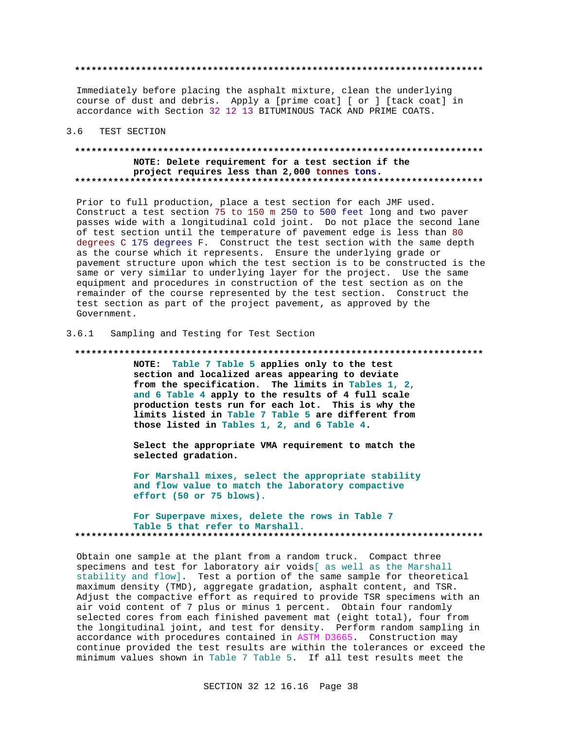**************************************************************************

Immediately before placing the asphalt mixture, clean the underlying course of dust and debris. Apply a [prime coat] [ or ] [tack coat] in accordance with Section 32 12 13 BITUMINOUS TACK AND PRIME COATS.

## 3.6 TEST SECTION

**************************************************************************

**NOTE: Delete requirement for a test section if the project requires less than 2,000 tonnes tons.**

**************************************************************************

Prior to full production, place a test section for each JMF used. Construct a test section 75 to 150 m 250 to 500 feet long and two paver passes wide with a longitudinal cold joint. Do not place the second lane of test section until the temperature of pavement edge is less than 80 degrees C 175 degrees F. Construct the test section with the same depth as the course which it represents. Ensure the underlying grade or pavement structure upon which the test section is to be constructed is the same or very similar to underlying layer for the project. Use the same equipment and procedures in construction of the test section as on the remainder of the course represented by the test section. Construct the test section as part of the project pavement, as approved by the Government.

### 3.6.1 Sampling and Testing for Test Section

**************************************************************************

**NOTE: Table 7 Table 5 applies only to the test section and localized areas appearing to deviate from the specification. The limits in Tables 1, 2, and 6 Table 4 apply to the results of 4 full scale production tests run for each lot. This is why the limits listed in Table 7 Table 5 are different from those listed in Tables 1, 2, and 6 Table 4.**

**Select the appropriate VMA requirement to match the selected gradation.**

**For Marshall mixes, select the appropriate stability and flow value to match the laboratory compactive effort (50 or 75 blows).**

**For Superpave mixes, delete the rows in Table 7 Table 5 that refer to Marshall.**

**************************************************************************

Obtain one sample at the plant from a random truck. Compact three specimens and test for laboratory air voids[ as well as the Marshall stability and flow]. Test a portion of the same sample for theoretical maximum density (TMD), aggregate gradation, asphalt content, and TSR. Adjust the compactive effort as required to provide TSR specimens with an air void content of 7 plus or minus 1 percent. Obtain four randomly selected cores from each finished pavement mat (eight total), four from the longitudinal joint, and test for density. Perform random sampling in accordance with procedures contained in ASTM D3665. Construction may continue provided the test results are within the tolerances or exceed the minimum values shown in Table 7 Table 5. If all test results meet the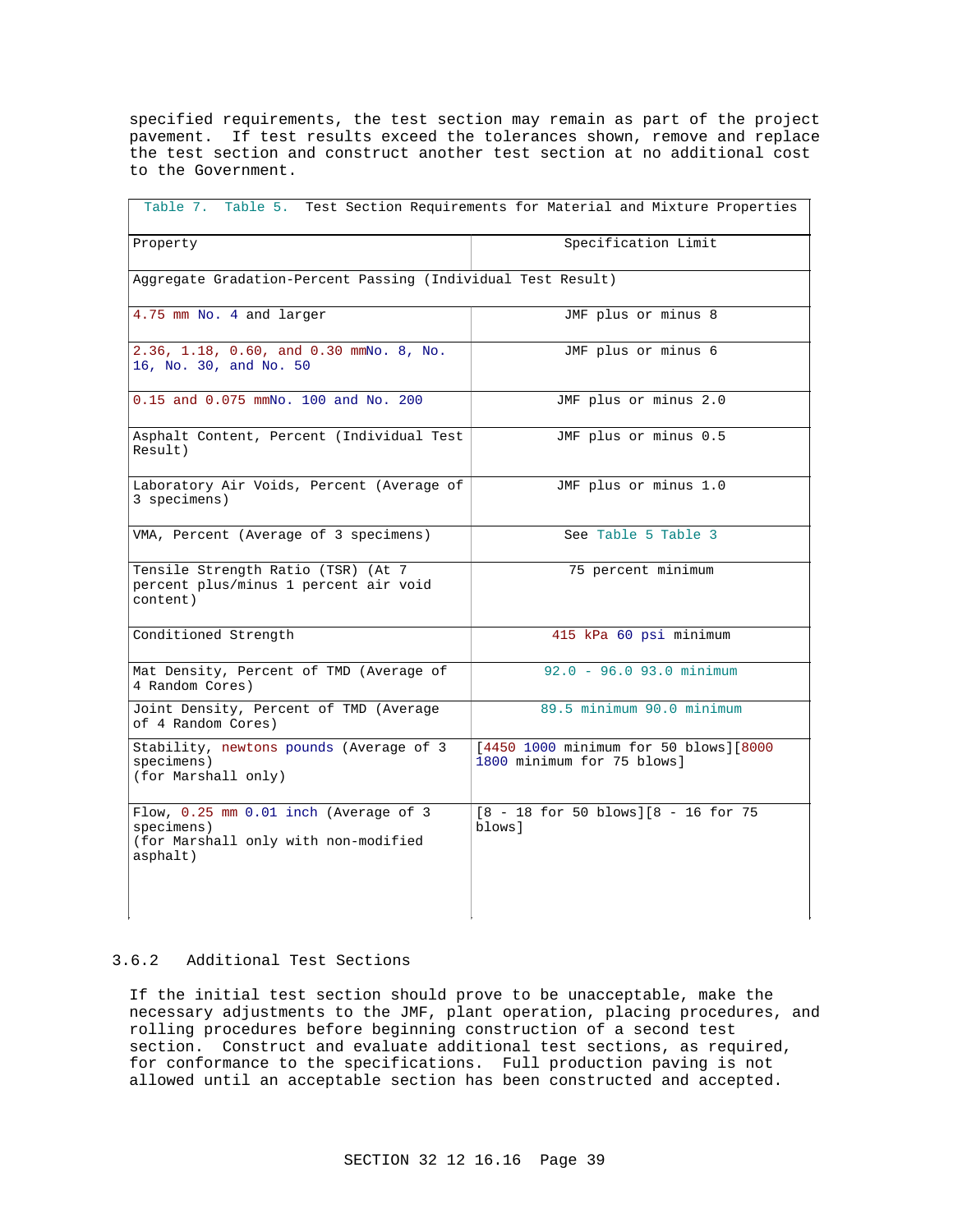specified requirements, the test section may remain as part of the project pavement. If test results exceed the tolerances shown, remove and replace the test section and construct another test section at no additional cost to the Government.

| Table 7. Table 5. Test Section Requirements for Material and Mixture Properties | |
|---|---|
| Property | Specification Limit |
| Aggregate Gradation-Percent Passing (Individual Test Result) | |
| 4.75 mm No. 4 and larger | JMF plus or minus 8 |
| 2.36, 1.18, 0.60, and 0.30 mmNo. 8, No. 16, No. 30, and No. 50 | JMF plus or minus 6 |
| 0.15 and 0.075 mmNo. 100 and No. 200 | JMF plus or minus 2.0 |
| Asphalt Content, Percent (Individual Test Result) | JMF plus or minus 0.5 |
| Laboratory Air Voids, Percent (Average of 3 specimens) | JMF plus or minus 1.0 |
| VMA, Percent (Average of 3 specimens) | See Table 5 Table 3 |
| Tensile Strength Ratio (TSR) (At 7 percent plus/minus 1 percent air void content) | 75 percent minimum |
| Conditioned Strength | 415 kPa 60 psi minimum |
| Mat Density, Percent of TMD (Average of 4 Random Cores) | 92.0 - 96.0 93.0 minimum |
| Joint Density, Percent of TMD (Average of 4 Random Cores) | 89.5 minimum 90.0 minimum |
| Stability, newtons pounds (Average of 3 specimens) (for Marshall only) | [4450 1000 minimum for 50 blows][8000 1800 minimum for 75 blows] |
| Flow, 0.25 mm 0.01 inch (Average of 3 specimens) (for Marshall only with non-modified asphalt) | [8 - 18 for 50 blows][8 - 16 for 75 blows] |

### 3.6.2 Additional Test Sections

If the initial test section should prove to be unacceptable, make the necessary adjustments to the JMF, plant operation, placing procedures, and rolling procedures before beginning construction of a second test section. Construct and evaluate additional test sections, as required, for conformance to the specifications. Full production paving is not allowed until an acceptable section has been constructed and accepted.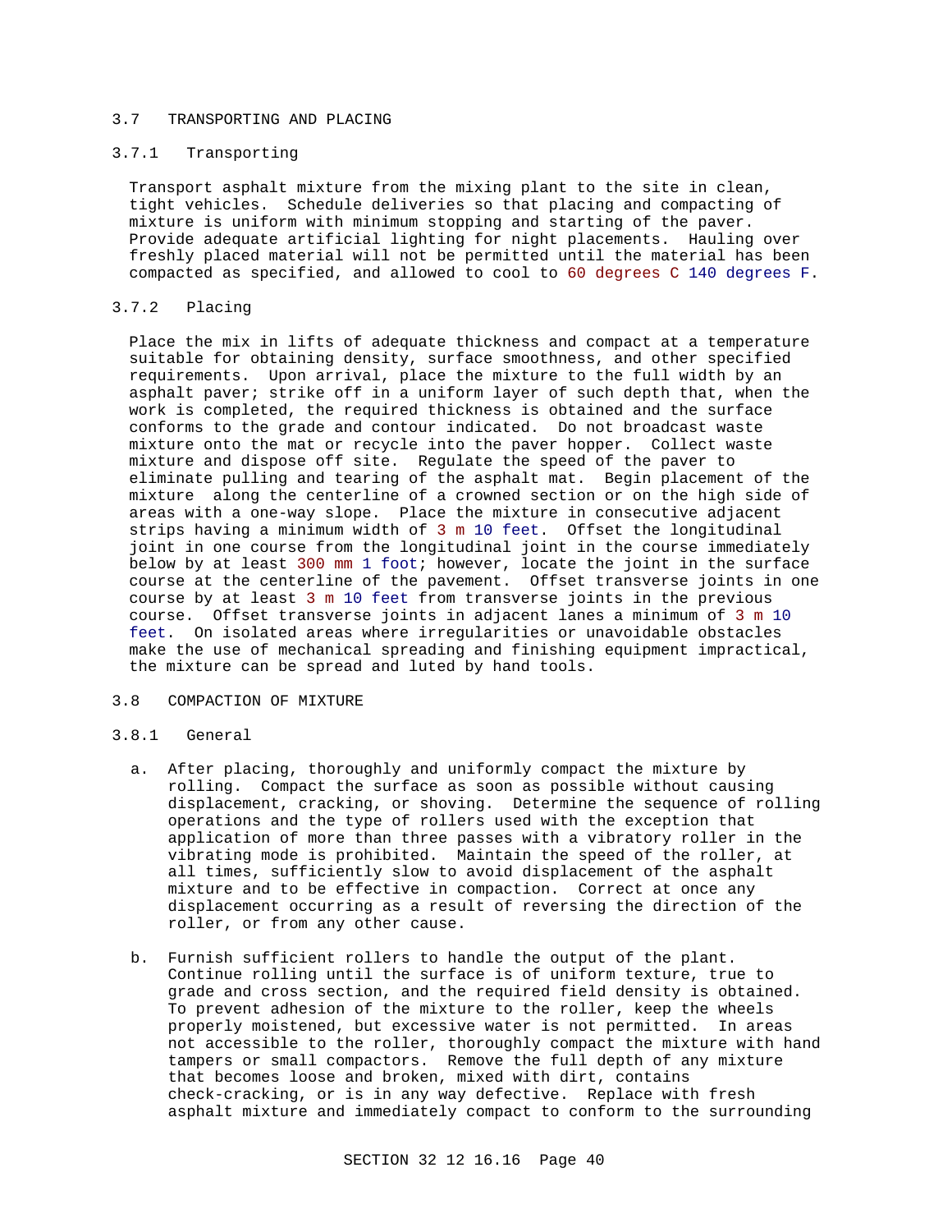## 3.7 TRANSPORTING AND PLACING

### 3.7.1 Transporting

Transport asphalt mixture from the mixing plant to the site in clean, tight vehicles. Schedule deliveries so that placing and compacting of mixture is uniform with minimum stopping and starting of the paver. Provide adequate artificial lighting for night placements. Hauling over freshly placed material will not be permitted until the material has been compacted as specified, and allowed to cool to 60 degrees C 140 degrees F.

### 3.7.2 Placing

Place the mix in lifts of adequate thickness and compact at a temperature suitable for obtaining density, surface smoothness, and other specified requirements. Upon arrival, place the mixture to the full width by an asphalt paver; strike off in a uniform layer of such depth that, when the work is completed, the required thickness is obtained and the surface conforms to the grade and contour indicated. Do not broadcast waste mixture onto the mat or recycle into the paver hopper. Collect waste mixture and dispose off site. Regulate the speed of the paver to eliminate pulling and tearing of the asphalt mat. Begin placement of the mixture along the centerline of a crowned section or on the high side of areas with a one-way slope. Place the mixture in consecutive adjacent strips having a minimum width of 3 m 10 feet. Offset the longitudinal joint in one course from the longitudinal joint in the course immediately below by at least 300 mm 1 foot; however, locate the joint in the surface course at the centerline of the pavement. Offset transverse joints in one course by at least 3 m 10 feet from transverse joints in the previous course. Offset transverse joints in adjacent lanes a minimum of 3 m 10 feet. On isolated areas where irregularities or unavoidable obstacles make the use of mechanical spreading and finishing equipment impractical, the mixture can be spread and luted by hand tools.

## 3.8 COMPACTION OF MIXTURE

### 3.8.1 General

a. After placing, thoroughly and uniformly compact the mixture by rolling. Compact the surface as soon as possible without causing displacement, cracking, or shoving. Determine the sequence of rolling operations and the type of rollers used with the exception that application of more than three passes with a vibratory roller in the vibrating mode is prohibited. Maintain the speed of the roller, at all times, sufficiently slow to avoid displacement of the asphalt mixture and to be effective in compaction. Correct at once any displacement occurring as a result of reversing the direction of the roller, or from any other cause.

b. Furnish sufficient rollers to handle the output of the plant. Continue rolling until the surface is of uniform texture, true to grade and cross section, and the required field density is obtained. To prevent adhesion of the mixture to the roller, keep the wheels properly moistened, but excessive water is not permitted. In areas not accessible to the roller, thoroughly compact the mixture with hand tampers or small compactors. Remove the full depth of any mixture that becomes loose and broken, mixed with dirt, contains check-cracking, or is in any way defective. Replace with fresh asphalt mixture and immediately compact to conform to the surrounding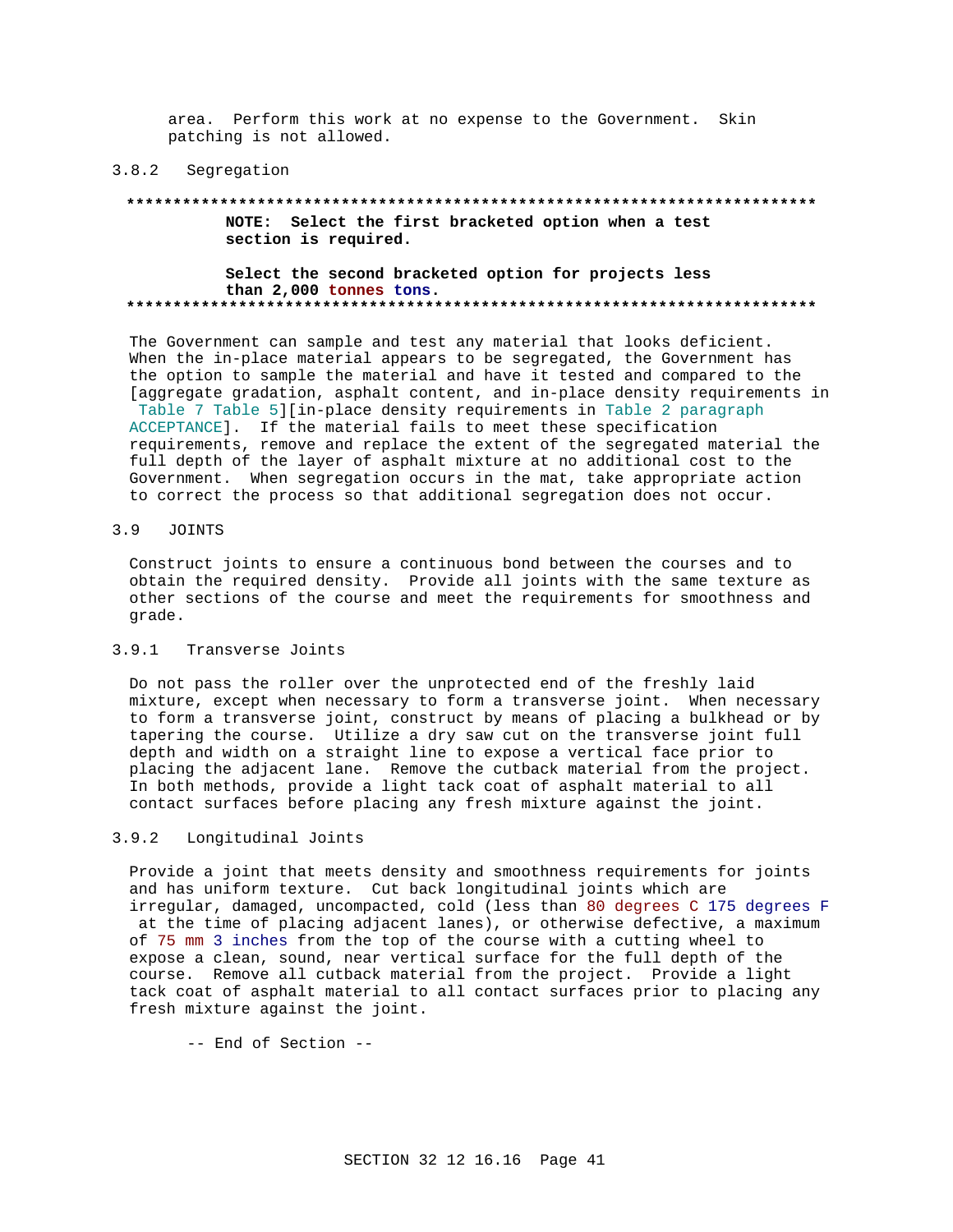area. Perform this work at no expense to the Government. Skin patching is not allowed.

### 3.8.2 Segregation

**************************************************************************

**NOTE: Select the first bracketed option when a test section is required.**

**Select the second bracketed option for projects less than 2,000 tonnes tons.**

**************************************************************************

The Government can sample and test any material that looks deficient. When the in-place material appears to be segregated, the Government has the option to sample the material and have it tested and compared to the [aggregate gradation, asphalt content, and in-place density requirements in Table 7 Table 5][in-place density requirements in Table 2 paragraph ACCEPTANCE]. If the material fails to meet these specification requirements, remove and replace the extent of the segregated material the full depth of the layer of asphalt mixture at no additional cost to the Government. When segregation occurs in the mat, take appropriate action to correct the process so that additional segregation does not occur.

## 3.9 JOINTS

Construct joints to ensure a continuous bond between the courses and to obtain the required density. Provide all joints with the same texture as other sections of the course and meet the requirements for smoothness and grade.

### 3.9.1 Transverse Joints

Do not pass the roller over the unprotected end of the freshly laid mixture, except when necessary to form a transverse joint. When necessary to form a transverse joint, construct by means of placing a bulkhead or by tapering the course. Utilize a dry saw cut on the transverse joint full depth and width on a straight line to expose a vertical face prior to placing the adjacent lane. Remove the cutback material from the project. In both methods, provide a light tack coat of asphalt material to all contact surfaces before placing any fresh mixture against the joint.

### 3.9.2 Longitudinal Joints

Provide a joint that meets density and smoothness requirements for joints and has uniform texture. Cut back longitudinal joints which are irregular, damaged, uncompacted, cold (less than 80 degrees C 175 degrees F at the time of placing adjacent lanes), or otherwise defective, a maximum of 75 mm 3 inches from the top of the course with a cutting wheel to expose a clean, sound, near vertical surface for the full depth of the course. Remove all cutback material from the project. Provide a light tack coat of asphalt material to all contact surfaces prior to placing any fresh mixture against the joint.

-- End of Section --